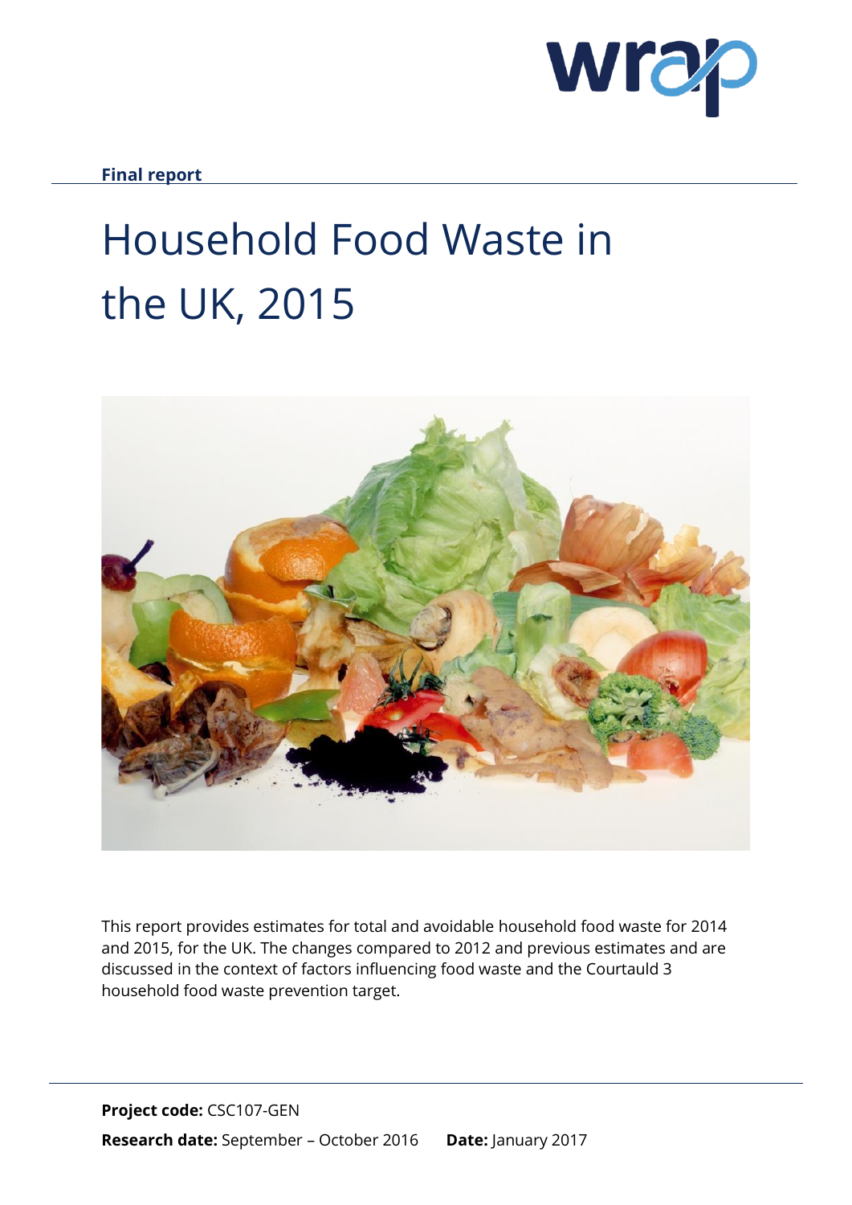**Final report**

# Household Food Waste in the UK, 2015

This report provides estimates for total and avoidable household food waste for 2014 and 2015, for the UK. The changes compared to 2012 and previous estimates and are discussed in the context of factors influencing food waste and the Courtauld 3 household food waste prevention target.

**Project code:** CSC107-GEN

**Research date:** September – October 2016 **Date:** January 2017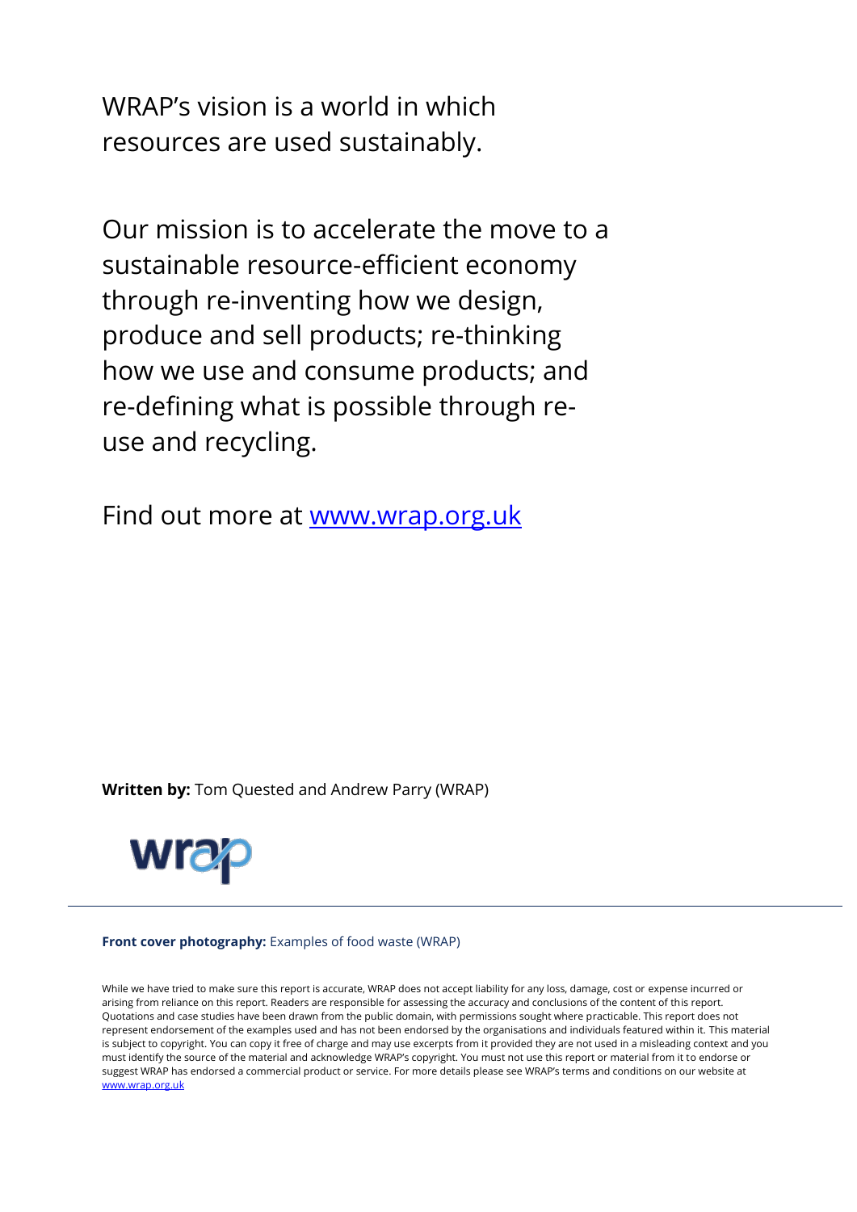WRAP's vision is a world in which resources are used sustainably.

Our mission is to accelerate the move to a sustainable resource-efficient economy through re-inventing how we design, produce and sell products; re-thinking how we use and consume products; and re-defining what is possible through re-use and recycling.

Find out more at [www.wrap.org.uk](http://www.wrap.org.uk)

**Written by:** Tom Quested and Andrew Parry (WRAP)

**Front cover photography:** Examples of food waste (WRAP)

While we have tried to make sure this report is accurate, WRAP does not accept liability for any loss, damage, cost or expense incurred or arising from reliance on this report. Readers are responsible for assessing the accuracy and conclusions of the content of this report. Quotations and case studies have been drawn from the public domain, with permissions sought where practicable. This report does not represent endorsement of the examples used and has not been endorsed by the organisations and individuals featured within it. This material is subject to copyright. You can copy it free of charge and may use excerpts from it provided they are not used in a misleading context and you must identify the source of the material and acknowledge WRAP's copyright. You must not use this report or material from it to endorse or suggest WRAP has endorsed a commercial product or service. For more details please see WRAP's terms and conditions on our website at [www.wrap.org.uk](http://www.wrap.org.uk)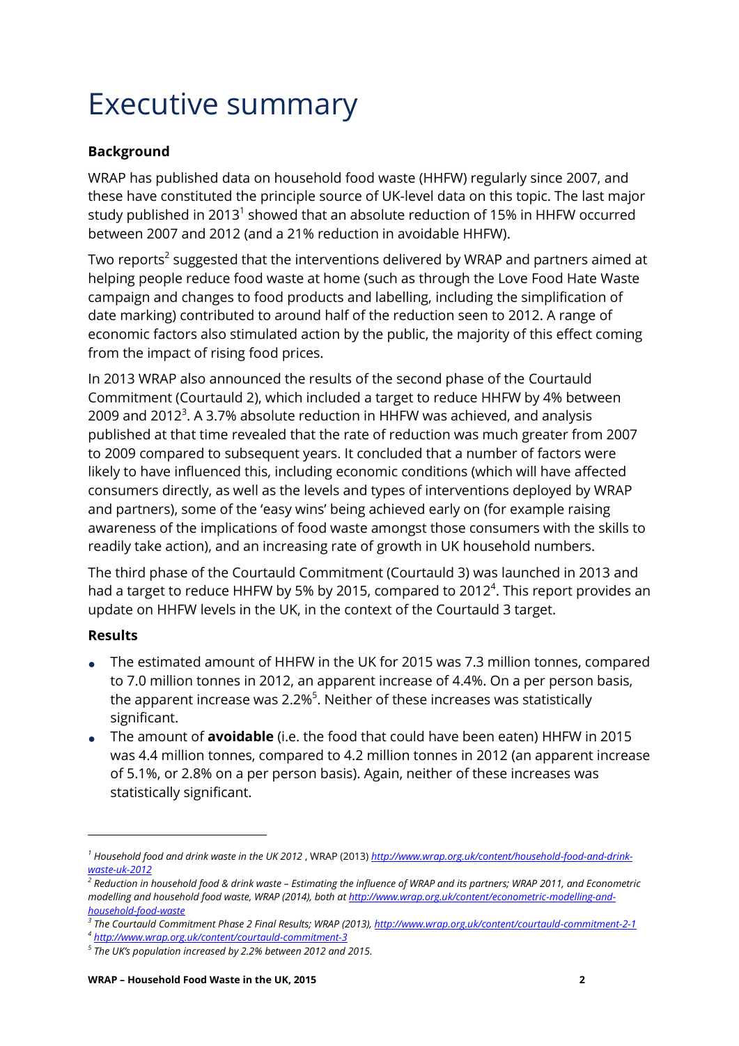# Executive summary

**Background**

WRAP has published data on household food waste (HHFW) regularly since 2007, and these have constituted the principle source of UK-level data on this topic. The last major study published in 2013[1] showed that an absolute reduction of 15% in HHFW occurred between 2007 and 2012 (and a 21% reduction in avoidable HHFW).

Two reports[2] suggested that the interventions delivered by WRAP and partners aimed at helping people reduce food waste at home (such as through the Love Food Hate Waste campaign and changes to food products and labelling, including the simplification of date marking) contributed to around half of the reduction seen to 2012. A range of economic factors also stimulated action by the public, the majority of this effect coming from the impact of rising food prices.

In 2013 WRAP also announced the results of the second phase of the Courtauld Commitment (Courtauld 2), which included a target to reduce HHFW by 4% between 2009 and 2012[3]. A 3.7% absolute reduction in HHFW was achieved, and analysis published at that time revealed that the rate of reduction was much greater from 2007 to 2009 compared to subsequent years. It concluded that a number of factors were likely to have influenced this, including economic conditions (which will have affected consumers directly, as well as the levels and types of interventions deployed by WRAP and partners), some of the 'easy wins' being achieved early on (for example raising awareness of the implications of food waste amongst those consumers with the skills to readily take action), and an increasing rate of growth in UK household numbers.

The third phase of the Courtauld Commitment (Courtauld 3) was launched in 2013 and had a target to reduce HHFW by 5% by 2015, compared to 2012[4]. This report provides an update on HHFW levels in the UK, in the context of the Courtauld 3 target.

**Results**

- The estimated amount of HHFW in the UK for 2015 was 7.3 million tonnes, compared to 7.0 million tonnes in 2012, an apparent increase of 4.4%. On a per person basis, the apparent increase was 2.2%[5]. Neither of these increases was statistically significant.
- The amount of **avoidable** (i.e. the food that could have been eaten) HHFW in 2015 was 4.4 million tonnes, compared to 4.2 million tonnes in 2012 (an apparent increase of 5.1%, or 2.8% on a per person basis). Again, neither of these increases was statistically significant.

---

[1] *Household food and drink waste in the UK 2012* , WRAP (2013) *http://www.wrap.org.uk/content/household-food-and-drink-waste-uk-2012*

[2] *Reduction in household food & drink waste – Estimating the influence of WRAP and its partners; WRAP 2011, and Econometric modelling and household food waste, WRAP (2014), both at http://www.wrap.org.uk/content/econometric-modelling-and-household-food-waste*

[3] *The Courtauld Commitment Phase 2 Final Results; WRAP (2013), http://www.wrap.org.uk/content/courtauld-commitment-2-1*

[4] *http://www.wrap.org.uk/content/courtauld-commitment-3*

[5] *The UK's population increased by 2.2% between 2012 and 2015.*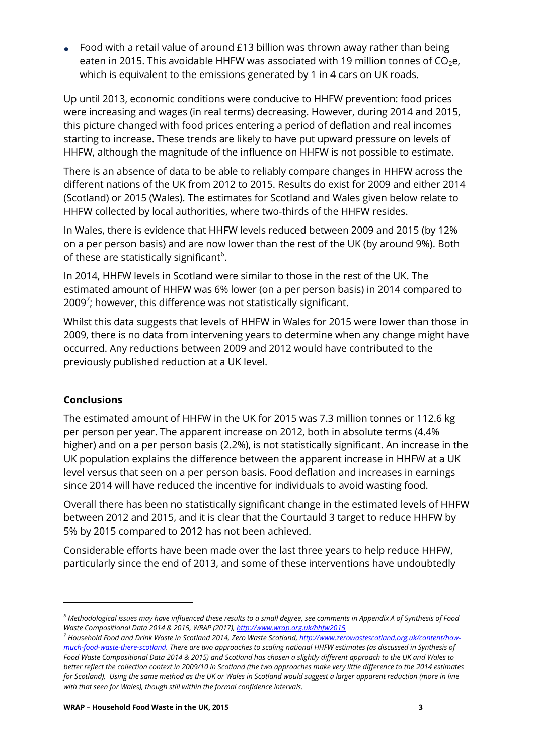- Food with a retail value of around £13 billion was thrown away rather than being eaten in 2015. This avoidable HHFW was associated with 19 million tonnes of $CO_2$e, which is equivalent to the emissions generated by 1 in 4 cars on UK roads.

Up until 2013, economic conditions were conducive to HHFW prevention: food prices were increasing and wages (in real terms) decreasing. However, during 2014 and 2015, this picture changed with food prices entering a period of deflation and real incomes starting to increase. These trends are likely to have put upward pressure on levels of HHFW, although the magnitude of the influence on HHFW is not possible to estimate.

There is an absence of data to be able to reliably compare changes in HHFW across the different nations of the UK from 2012 to 2015. Results do exist for 2009 and either 2014 (Scotland) or 2015 (Wales). The estimates for Scotland and Wales given below relate to HHFW collected by local authorities, where two-thirds of the HHFW resides.

In Wales, there is evidence that HHFW levels reduced between 2009 and 2015 (by 12% on a per person basis) and are now lower than the rest of the UK (by around 9%). Both of these are statistically significant[6].

In 2014, HHFW levels in Scotland were similar to those in the rest of the UK. The estimated amount of HHFW was 6% lower (on a per person basis) in 2014 compared to 2009[7]; however, this difference was not statistically significant.

Whilst this data suggests that levels of HHFW in Wales for 2015 were lower than those in 2009, there is no data from intervening years to determine when any change might have occurred. Any reductions between 2009 and 2012 would have contributed to the previously published reduction at a UK level.

## Conclusions

The estimated amount of HHFW in the UK for 2015 was 7.3 million tonnes or 112.6 kg per person per year. The apparent increase on 2012, both in absolute terms (4.4% higher) and on a per person basis (2.2%), is not statistically significant. An increase in the UK population explains the difference between the apparent increase in HHFW at a UK level versus that seen on a per person basis. Food deflation and increases in earnings since 2014 will have reduced the incentive for individuals to avoid wasting food.

Overall there has been no statistically significant change in the estimated levels of HHFW between 2012 and 2015, and it is clear that the Courtauld 3 target to reduce HHFW by 5% by 2015 compared to 2012 has not been achieved.

Considerable efforts have been made over the last three years to help reduce HHFW, particularly since the end of 2013, and some of these interventions have undoubtedly

---

[6] *Methodological issues may have influenced these results to a small degree, see comments in Appendix A of Synthesis of Food Waste Compositional Data 2014 & 2015, WRAP (2017), http://www.wrap.org.uk/hhfw2015*

[7] *Household Food and Drink Waste in Scotland 2014, Zero Waste Scotland, http://www.zerowastescotland.org.uk/content/how-much-food-waste-there-scotland. There are two approaches to scaling national HHFW estimates (as discussed in Synthesis of Food Waste Compositional Data 2014 & 2015) and Scotland has chosen a slightly different approach to the UK and Wales to better reflect the collection context in 2009/10 in Scotland (the two approaches make very little difference to the 2014 estimates for Scotland). Using the same method as the UK or Wales in Scotland would suggest a larger apparent reduction (more in line with that seen for Wales), though still within the formal confidence intervals.*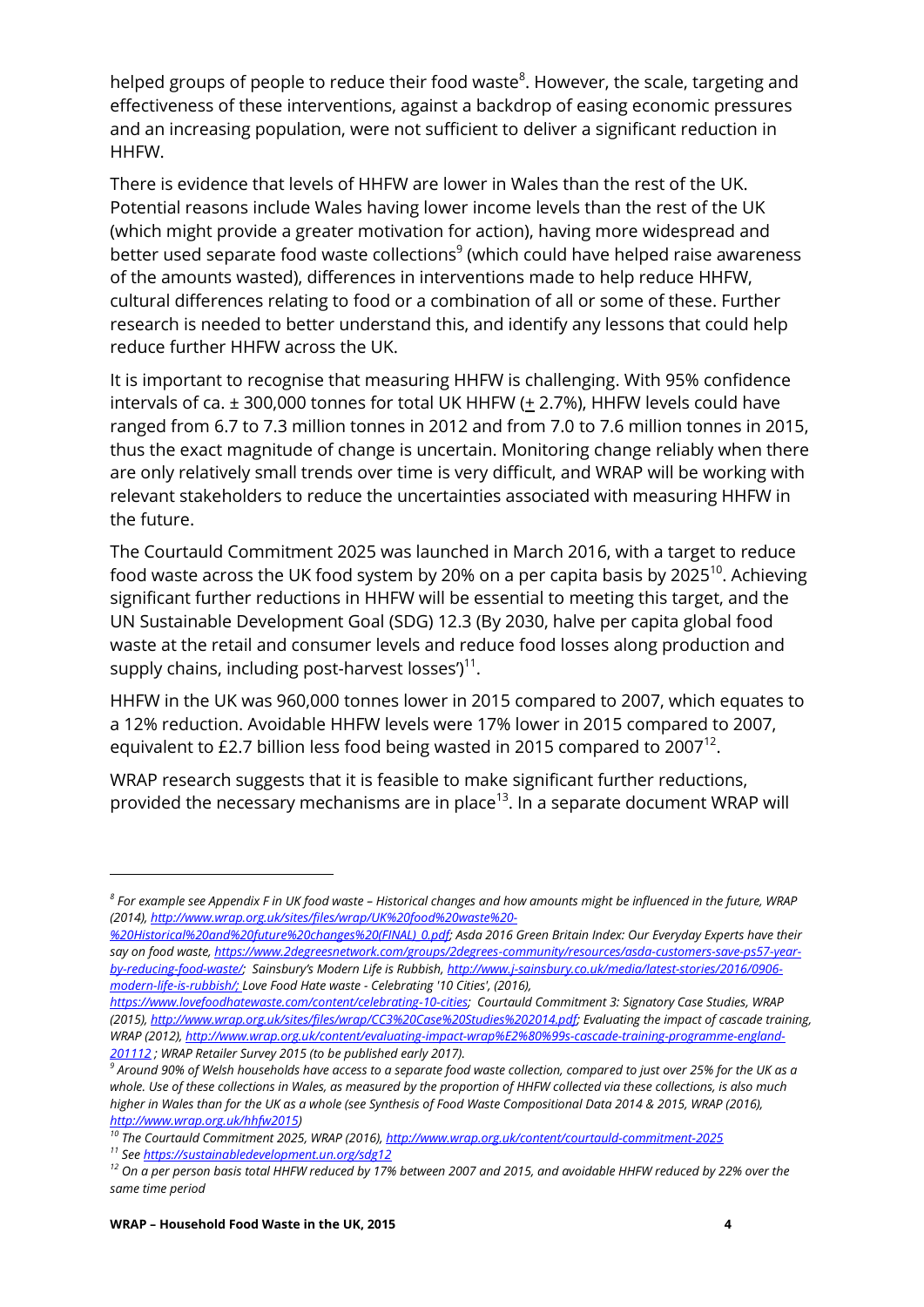helped groups of people to reduce their food waste[8]. However, the scale, targeting and effectiveness of these interventions, against a backdrop of easing economic pressures and an increasing population, were not sufficient to deliver a significant reduction in HHFW.

There is evidence that levels of HHFW are lower in Wales than the rest of the UK. Potential reasons include Wales having lower income levels than the rest of the UK (which might provide a greater motivation for action), having more widespread and better used separate food waste collections[9] (which could have helped raise awareness of the amounts wasted), differences in interventions made to help reduce HHFW, cultural differences relating to food or a combination of all or some of these. Further research is needed to better understand this, and identify any lessons that could help reduce further HHFW across the UK.

It is important to recognise that measuring HHFW is challenging. With 95% confidence intervals of ca. ± 300,000 tonnes for total UK HHFW (± 2.7%), HHFW levels could have ranged from 6.7 to 7.3 million tonnes in 2012 and from 7.0 to 7.6 million tonnes in 2015, thus the exact magnitude of change is uncertain. Monitoring change reliably when there are only relatively small trends over time is very difficult, and WRAP will be working with relevant stakeholders to reduce the uncertainties associated with measuring HHFW in the future.

The Courtauld Commitment 2025 was launched in March 2016, with a target to reduce food waste across the UK food system by 20% on a per capita basis by 2025[10]. Achieving significant further reductions in HHFW will be essential to meeting this target, and the UN Sustainable Development Goal (SDG) 12.3 (By 2030, halve per capita global food waste at the retail and consumer levels and reduce food losses along production and supply chains, including post-harvest losses')[11].

HHFW in the UK was 960,000 tonnes lower in 2015 compared to 2007, which equates to a 12% reduction. Avoidable HHFW levels were 17% lower in 2015 compared to 2007, equivalent to £2.7 billion less food being wasted in 2015 compared to 2007[12].

WRAP research suggests that it is feasible to make significant further reductions, provided the necessary mechanisms are in place[13]. In a separate document WRAP will

---

*[8] For example see Appendix F in UK food waste – Historical changes and how amounts might be influenced in the future, WRAP (2014), http://www.wrap.org.uk/sites/files/wrap/UK%20food%20waste%20-%20Historical%20and%20future%20changes%20(FINAL)_0.pdf; Asda 2016 Green Britain Index: Our Everyday Experts have their say on food waste, https://www.2degreesnetwork.com/groups/2degrees-community/resources/asda-customers-save-ps57-year-by-reducing-food-waste/; Sainsbury's Modern Life is Rubbish, http://www.j-sainsbury.co.uk/media/latest-stories/2016/0906-modern-life-is-rubbish/; Love Food Hate waste - Celebrating '10 Cities', (2016), https://www.lovefoodhatewaste.com/content/celebrating-10-cities; Courtauld Commitment 3: Signatory Case Studies, WRAP (2015), http://www.wrap.org.uk/sites/files/wrap/CC3%20Case%20Studies%202014.pdf; Evaluating the impact of cascade training, WRAP (2012), http://www.wrap.org.uk/content/evaluating-impact-wrap%E2%80%99s-cascade-training-programme-england-201112 ; WRAP Retailer Survey 2015 (to be published early 2017).*

*[9] Around 90% of Welsh households have access to a separate food waste collection, compared to just over 25% for the UK as a whole. Use of these collections in Wales, as measured by the proportion of HHFW collected via these collections, is also much higher in Wales than for the UK as a whole (see Synthesis of Food Waste Compositional Data 2014 & 2015, WRAP (2016), http://www.wrap.org.uk/hhfw2015)*

*[10] The Courtauld Commitment 2025, WRAP (2016), http://www.wrap.org.uk/content/courtauld-commitment-2025*

*[11] See https://sustainabledevelopment.un.org/sdg12*

*[12] On a per person basis total HHFW reduced by 17% between 2007 and 2015, and avoidable HHFW reduced by 22% over the same time period*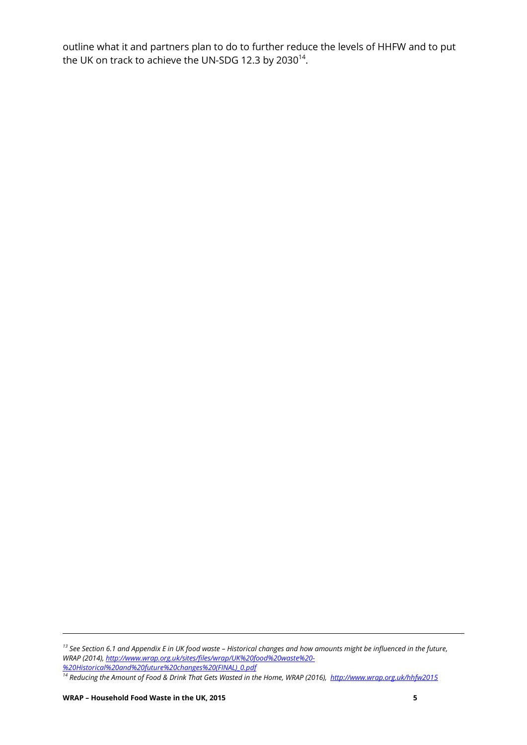outline what it and partners plan to do to further reduce the levels of HHFW and to put the UK on track to achieve the UN-SDG 12.3 by 2030[14].

---

[13] *See Section 6.1 and Appendix E in UK food waste – Historical changes and how amounts might be influenced in the future, WRAP (2014), http://www.wrap.org.uk/sites/files/wrap/UK%20food%20waste%20-%20Historical%20and%20future%20changes%20(FINAL)_0.pdf*

[14] *Reducing the Amount of Food & Drink That Gets Wasted in the Home, WRAP (2016), http://www.wrap.org.uk/hhfw2015*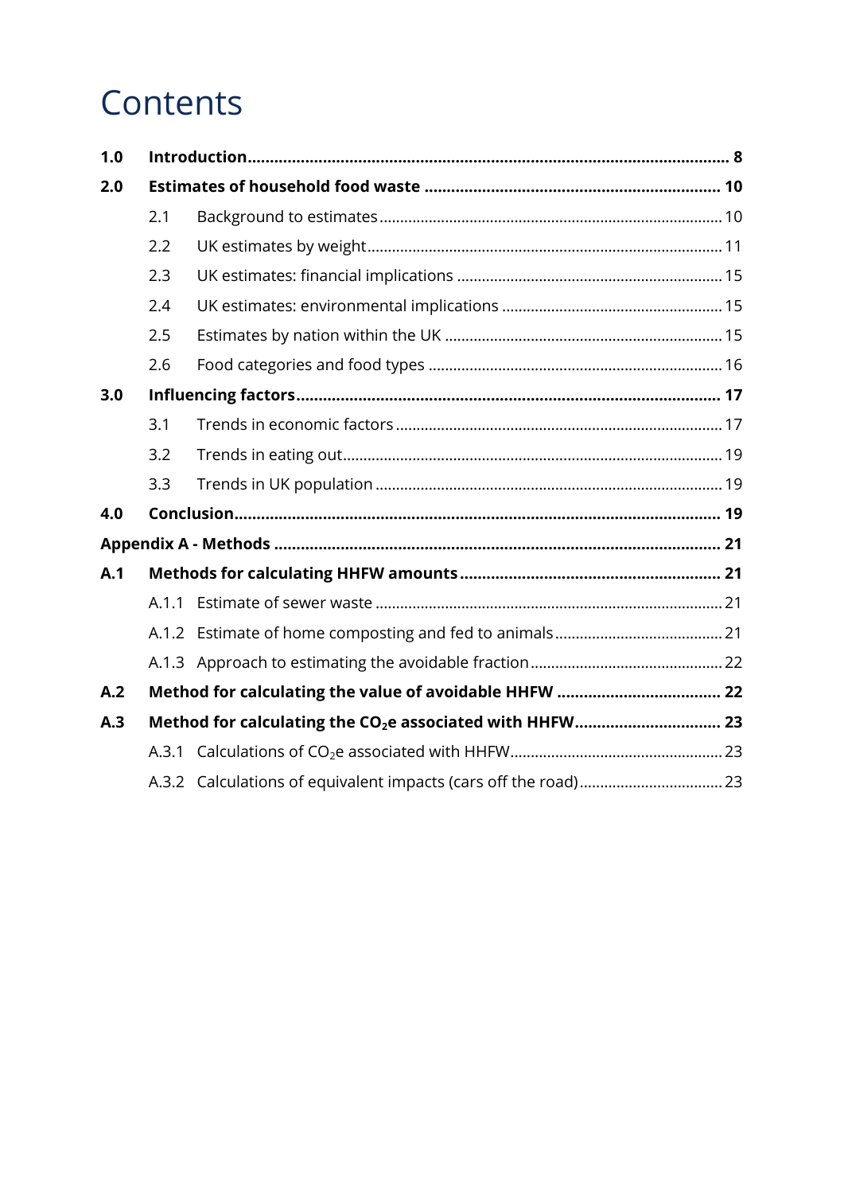# Contents

| | | |
|---|---|---|
| **1.0** | **Introduction** | **8** |
| **2.0** | **Estimates of household food waste** | **10** |
| 2.1 | Background to estimates | 10 |
| 2.2 | UK estimates by weight | 11 |
| 2.3 | UK estimates: financial implications | 15 |
| 2.4 | UK estimates: environmental implications | 15 |
| 2.5 | Estimates by nation within the UK | 15 |
| 2.6 | Food categories and food types | 16 |
| **3.0** | **Influencing factors** | **17** |
| 3.1 | Trends in economic factors | 17 |
| 3.2 | Trends in eating out | 19 |
| 3.3 | Trends in UK population | 19 |
| **4.0** | **Conclusion** | **19** |
| **Appendix A - Methods** | | **21** |
| **A.1** | **Methods for calculating HHFW amounts** | **21** |
| A.1.1 | Estimate of sewer waste | 21 |
| A.1.2 | Estimate of home composting and fed to animals | 21 |
| A.1.3 | Approach to estimating the avoidable fraction | 22 |
| **A.2** | **Method for calculating the value of avoidable HHFW** | **22** |
| **A.3** | **Method for calculating the $CO_2e$ associated with HHFW** | **23** |
| A.3.1 | Calculations of $CO_2e$ associated with HHFW | 23 |
| A.3.2 | Calculations of equivalent impacts (cars off the road) | 23 |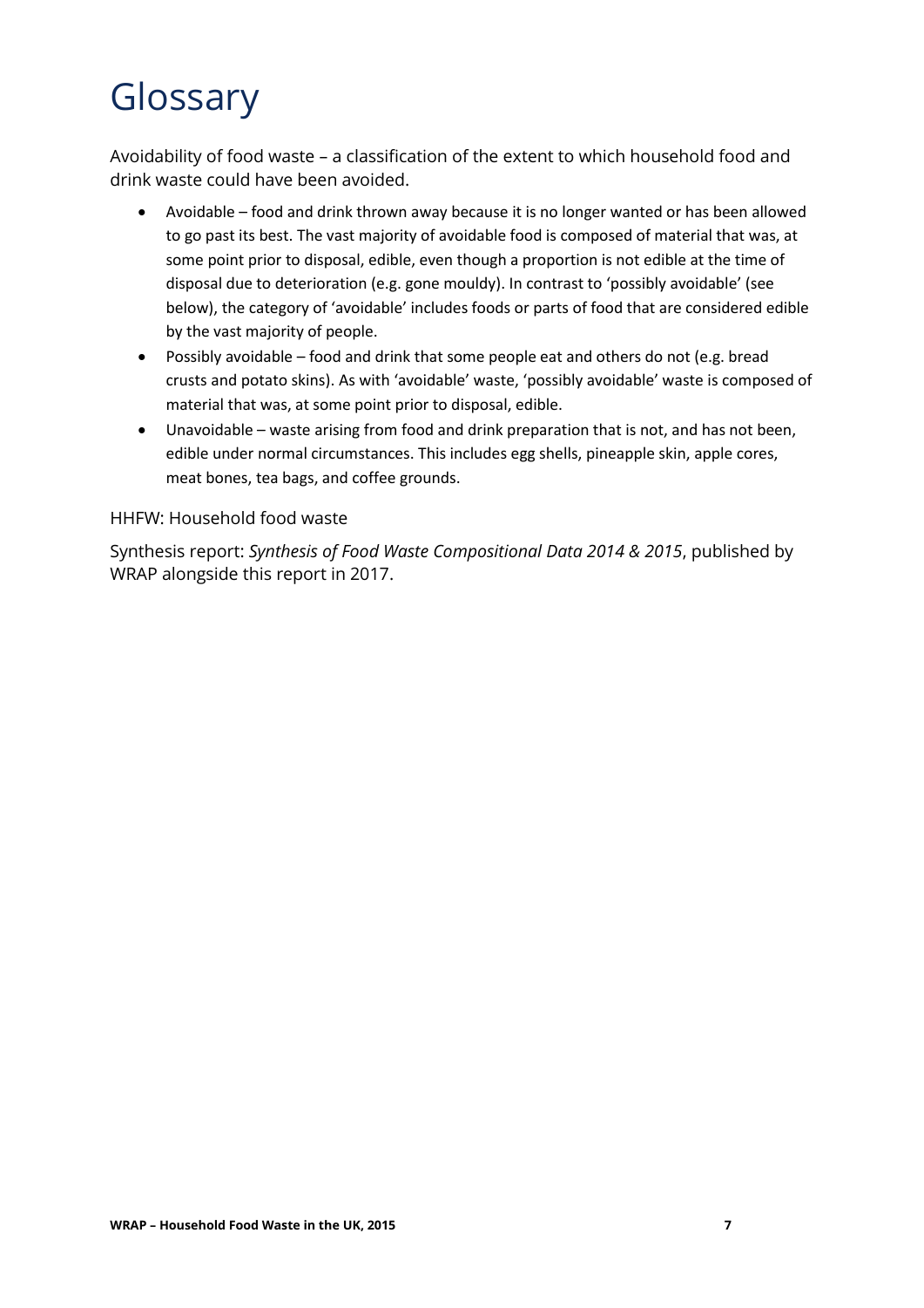# Glossary

Avoidability of food waste – a classification of the extent to which household food and drink waste could have been avoided.

- Avoidable – food and drink thrown away because it is no longer wanted or has been allowed to go past its best. The vast majority of avoidable food is composed of material that was, at some point prior to disposal, edible, even though a proportion is not edible at the time of disposal due to deterioration (e.g. gone mouldy). In contrast to 'possibly avoidable' (see below), the category of 'avoidable' includes foods or parts of food that are considered edible by the vast majority of people.
- Possibly avoidable – food and drink that some people eat and others do not (e.g. bread crusts and potato skins). As with 'avoidable' waste, 'possibly avoidable' waste is composed of material that was, at some point prior to disposal, edible.
- Unavoidable – waste arising from food and drink preparation that is not, and has not been, edible under normal circumstances. This includes egg shells, pineapple skin, apple cores, meat bones, tea bags, and coffee grounds.

HHFW: Household food waste

Synthesis report: *Synthesis of Food Waste Compositional Data 2014 & 2015*, published by WRAP alongside this report in 2017.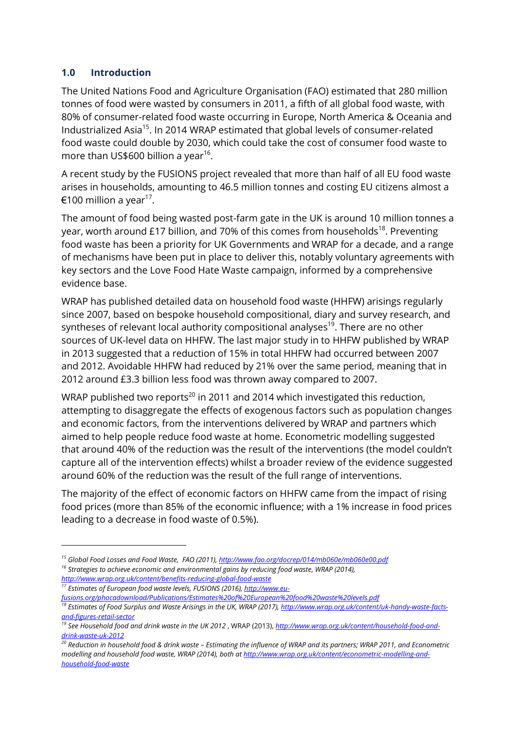## 1.0 Introduction

The United Nations Food and Agriculture Organisation (FAO) estimated that 280 million tonnes of food were wasted by consumers in 2011, a fifth of all global food waste, with 80% of consumer-related food waste occurring in Europe, North America & Oceania and Industrialized Asia[15]. In 2014 WRAP estimated that global levels of consumer-related food waste could double by 2030, which could take the cost of consumer food waste to more than US$600 billion a year[16].

A recent study by the FUSIONS project revealed that more than half of all EU food waste arises in households, amounting to 46.5 million tonnes and costing EU citizens almost a €100 million a year[17].

The amount of food being wasted post-farm gate in the UK is around 10 million tonnes a year, worth around £17 billion, and 70% of this comes from households[18]. Preventing food waste has been a priority for UK Governments and WRAP for a decade, and a range of mechanisms have been put in place to deliver this, notably voluntary agreements with key sectors and the Love Food Hate Waste campaign, informed by a comprehensive evidence base.

WRAP has published detailed data on household food waste (HHFW) arisings regularly since 2007, based on bespoke household compositional, diary and survey research, and syntheses of relevant local authority compositional analyses[19]. There are no other sources of UK-level data on HHFW. The last major study in to HHFW published by WRAP in 2013 suggested that a reduction of 15% in total HHFW had occurred between 2007 and 2012. Avoidable HHFW had reduced by 21% over the same period, meaning that in 2012 around £3.3 billion less food was thrown away compared to 2007.

WRAP published two reports[20] in 2011 and 2014 which investigated this reduction, attempting to disaggregate the effects of exogenous factors such as population changes and economic factors, from the interventions delivered by WRAP and partners which aimed to help people reduce food waste at home. Econometric modelling suggested that around 40% of the reduction was the result of the interventions (the model couldn't capture all of the intervention effects) whilst a broader review of the evidence suggested around 60% of the reduction was the result of the full range of interventions.

The majority of the effect of economic factors on HHFW came from the impact of rising food prices (more than 85% of the economic influence; with a 1% increase in food prices leading to a decrease in food waste of 0.5%).

---

[15] *Global Food Losses and Food Waste, FAO (2011), http://www.fao.org/docrep/014/mb060e/mb060e00.pdf*

[16] *Strategies to achieve economic and environmental gains by reducing food waste, WRAP (2014), http://www.wrap.org.uk/content/benefits-reducing-global-food-waste*

[17] *Estimates of European food waste levels, FUSIONS (2016), http://www.eu-fusions.org/phocadownload/Publications/Estimates%20of%20European%20food%20waste%20levels.pdf*

[18] *Estimates of Food Surplus and Waste Arisings in the UK, WRAP (2017), http://www.wrap.org.uk/content/uk-handy-waste-facts-and-figures-retail-sector*

[19] *See Household food and drink waste in the UK 2012*, WRAP (2013), *http://www.wrap.org.uk/content/household-food-and-drink-waste-uk-2012*

[20] *Reduction in household food & drink waste – Estimating the influence of WRAP and its partners; WRAP 2011, and Econometric modelling and household food waste, WRAP (2014), both at http://www.wrap.org.uk/content/econometric-modelling-and-household-food-waste*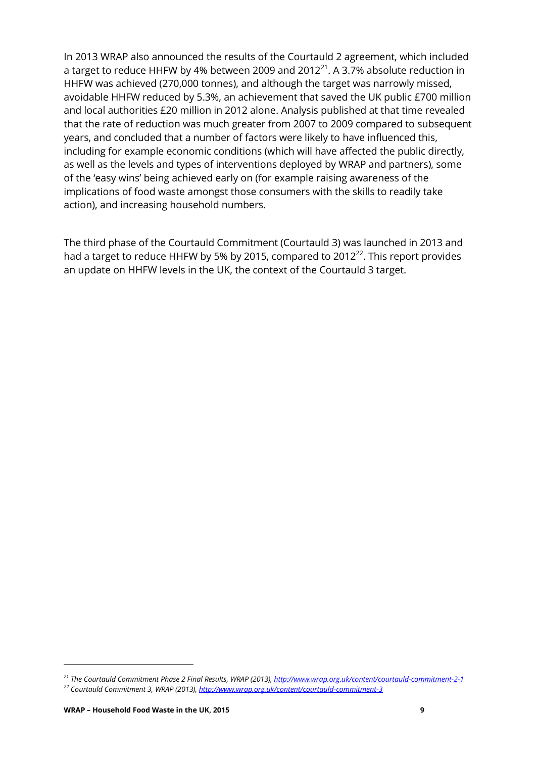In 2013 WRAP also announced the results of the Courtauld 2 agreement, which included a target to reduce HHFW by 4% between 2009 and 2012[21]. A 3.7% absolute reduction in HHFW was achieved (270,000 tonnes), and although the target was narrowly missed, avoidable HHFW reduced by 5.3%, an achievement that saved the UK public £700 million and local authorities £20 million in 2012 alone. Analysis published at that time revealed that the rate of reduction was much greater from 2007 to 2009 compared to subsequent years, and concluded that a number of factors were likely to have influenced this, including for example economic conditions (which will have affected the public directly, as well as the levels and types of interventions deployed by WRAP and partners), some of the 'easy wins' being achieved early on (for example raising awareness of the implications of food waste amongst those consumers with the skills to readily take action), and increasing household numbers.

The third phase of the Courtauld Commitment (Courtauld 3) was launched in 2013 and had a target to reduce HHFW by 5% by 2015, compared to 2012[22]. This report provides an update on HHFW levels in the UK, the context of the Courtauld 3 target.

---

[21] *The Courtauld Commitment Phase 2 Final Results, WRAP (2013), http://www.wrap.org.uk/content/courtauld-commitment-2-1*

[22] *Courtauld Commitment 3, WRAP (2013), http://www.wrap.org.uk/content/courtauld-commitment-3*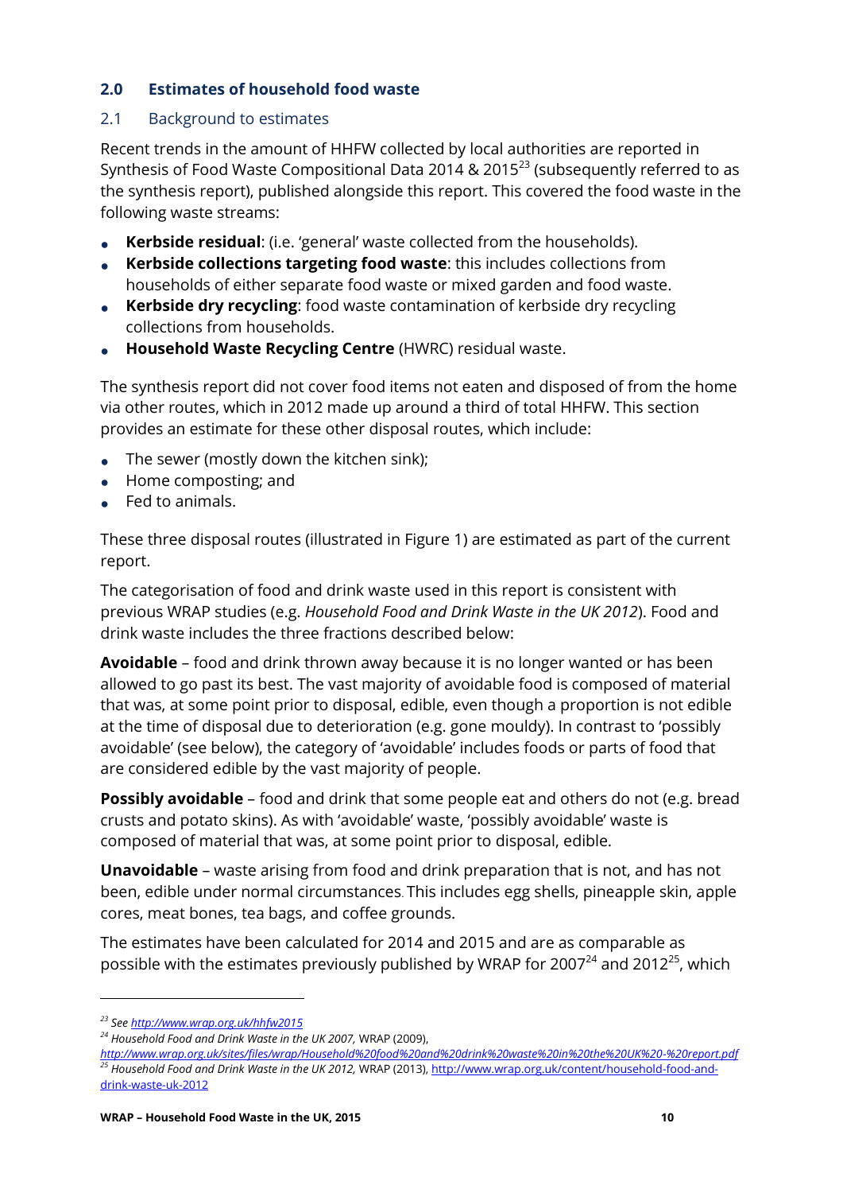## 2.0 Estimates of household food waste

### 2.1 Background to estimates

Recent trends in the amount of HHFW collected by local authorities are reported in Synthesis of Food Waste Compositional Data 2014 & 2015[23] (subsequently referred to as the synthesis report), published alongside this report. This covered the food waste in the following waste streams:

- **Kerbside residual**: (i.e. 'general' waste collected from the households).
- **Kerbside collections targeting food waste**: this includes collections from households of either separate food waste or mixed garden and food waste.
- **Kerbside dry recycling**: food waste contamination of kerbside dry recycling collections from households.
- **Household Waste Recycling Centre** (HWRC) residual waste.

The synthesis report did not cover food items not eaten and disposed of from the home via other routes, which in 2012 made up around a third of total HHFW. This section provides an estimate for these other disposal routes, which include:

- The sewer (mostly down the kitchen sink);
- Home composting; and
- Fed to animals.

These three disposal routes (illustrated in Figure 1) are estimated as part of the current report.

The categorisation of food and drink waste used in this report is consistent with previous WRAP studies (e.g. *Household Food and Drink Waste in the UK 2012*). Food and drink waste includes the three fractions described below:

**Avoidable** – food and drink thrown away because it is no longer wanted or has been allowed to go past its best. The vast majority of avoidable food is composed of material that was, at some point prior to disposal, edible, even though a proportion is not edible at the time of disposal due to deterioration (e.g. gone mouldy). In contrast to 'possibly avoidable' (see below), the category of 'avoidable' includes foods or parts of food that are considered edible by the vast majority of people.

**Possibly avoidable** – food and drink that some people eat and others do not (e.g. bread crusts and potato skins). As with 'avoidable' waste, 'possibly avoidable' waste is composed of material that was, at some point prior to disposal, edible.

**Unavoidable** – waste arising from food and drink preparation that is not, and has not been, edible under normal circumstances. This includes egg shells, pineapple skin, apple cores, meat bones, tea bags, and coffee grounds.

The estimates have been calculated for 2014 and 2015 and are as comparable as possible with the estimates previously published by WRAP for 2007[24] and 2012[25], which

---

[23] See http://www.wrap.org.uk/hhfw2015

[24] *Household Food and Drink Waste in the UK 2007,* WRAP (2009), *http://www.wrap.org.uk/sites/files/wrap/Household%20food%20and%20drink%20waste%20in%20the%20UK%20-%20report.pdf*

[25] *Household Food and Drink Waste in the UK 2012,* WRAP (2013), http://www.wrap.org.uk/content/household-food-and-drink-waste-uk-2012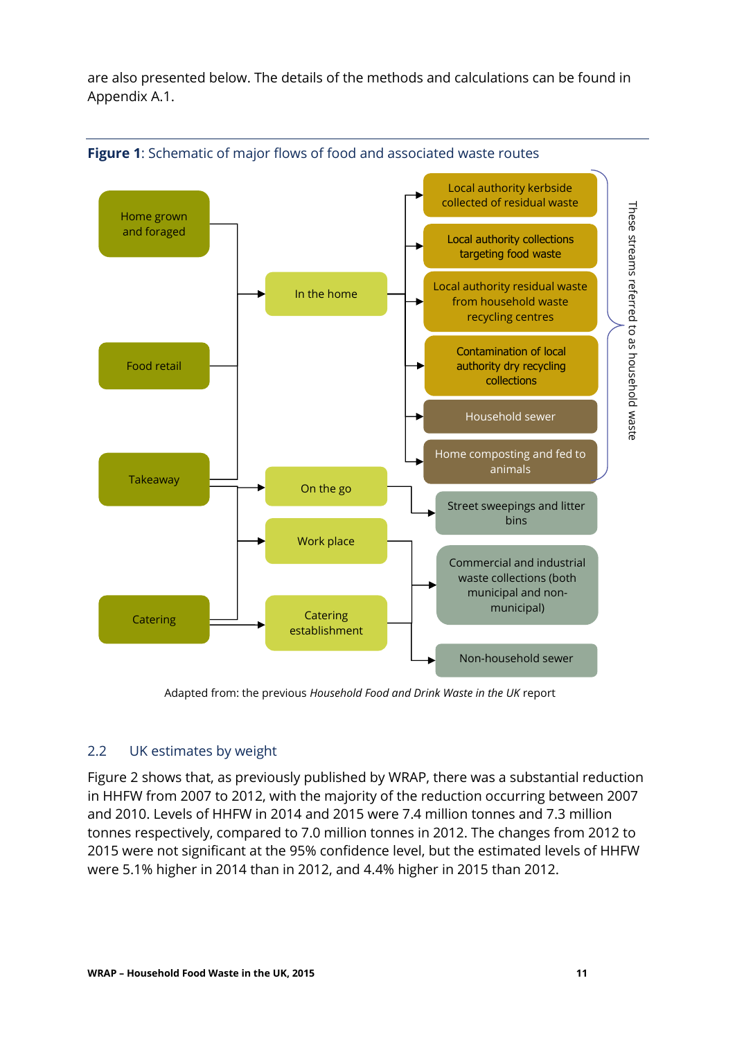are also presented below. The details of the methods and calculations can be found in Appendix A.1.

**Figure 1**: Schematic of major flows of food and associated waste routes

Home grown and foraged

Food retail

Takeaway

Catering

In the home

On the go

Work place

Catering establishment

Local authority kerbside collected of residual waste

Local authority collections targeting food waste

Local authority residual waste from household waste recycling centres

Contamination of local authority dry recycling collections

Household sewer

Home composting and fed to animals

Street sweepings and litter bins

Commercial and industrial waste collections (both municipal and non-municipal)

Non-household sewer

These streams referred to as household waste

Adapted from: the previous *Household Food and Drink Waste in the UK* report

## 2.2 UK estimates by weight

Figure 2 shows that, as previously published by WRAP, there was a substantial reduction in HHFW from 2007 to 2012, with the majority of the reduction occurring between 2007 and 2010. Levels of HHFW in 2014 and 2015 were 7.4 million tonnes and 7.3 million tonnes respectively, compared to 7.0 million tonnes in 2012. The changes from 2012 to 2015 were not significant at the 95% confidence level, but the estimated levels of HHFW were 5.1% higher in 2014 than in 2012, and 4.4% higher in 2015 than 2012.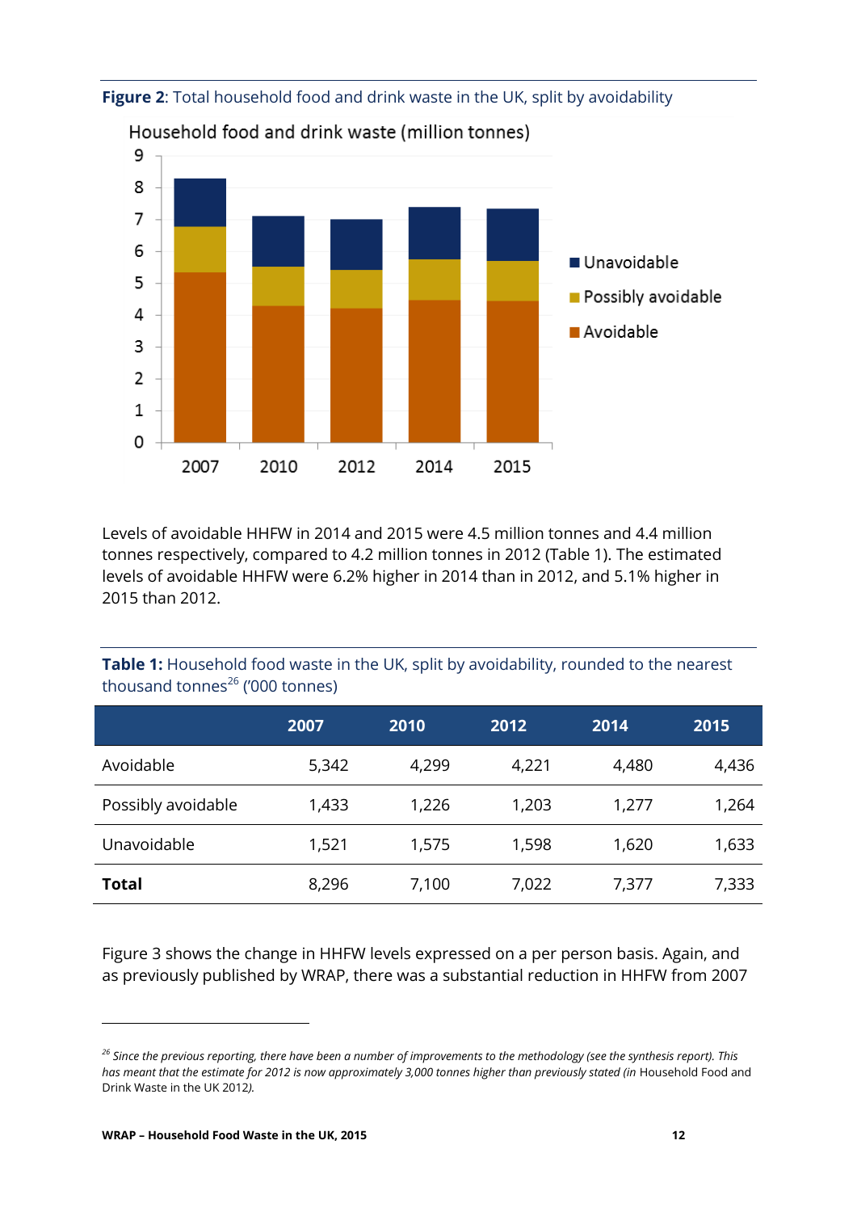**Figure 2**: Total household food and drink waste in the UK, split by avoidability

Levels of avoidable HHFW in 2014 and 2015 were 4.5 million tonnes and 4.4 million tonnes respectively, compared to 4.2 million tonnes in 2012 (Table 1). The estimated levels of avoidable HHFW were 6.2% higher in 2014 than in 2012, and 5.1% higher in 2015 than 2012.

**Table 1:** Household food waste in the UK, split by avoidability, rounded to the nearest thousand tonnes[26] ('000 tonnes)

| | 2007 | 2010 | 2012 | 2014 | 2015 |
|---|---|---|---|---|---|
| Avoidable | 5,342 | 4,299 | 4,221 | 4,480 | 4,436 |
| Possibly avoidable | 1,433 | 1,226 | 1,203 | 1,277 | 1,264 |
| Unavoidable | 1,521 | 1,575 | 1,598 | 1,620 | 1,633 |
| **Total** | 8,296 | 7,100 | 7,022 | 7,377 | 7,333 |

Figure 3 shows the change in HHFW levels expressed on a per person basis. Again, and as previously published by WRAP, there was a substantial reduction in HHFW from 2007

[26] *Since the previous reporting, there have been a number of improvements to the methodology (see the synthesis report). This has meant that the estimate for 2012 is now approximately 3,000 tonnes higher than previously stated (in* Household Food and Drink Waste in the UK 2012*).*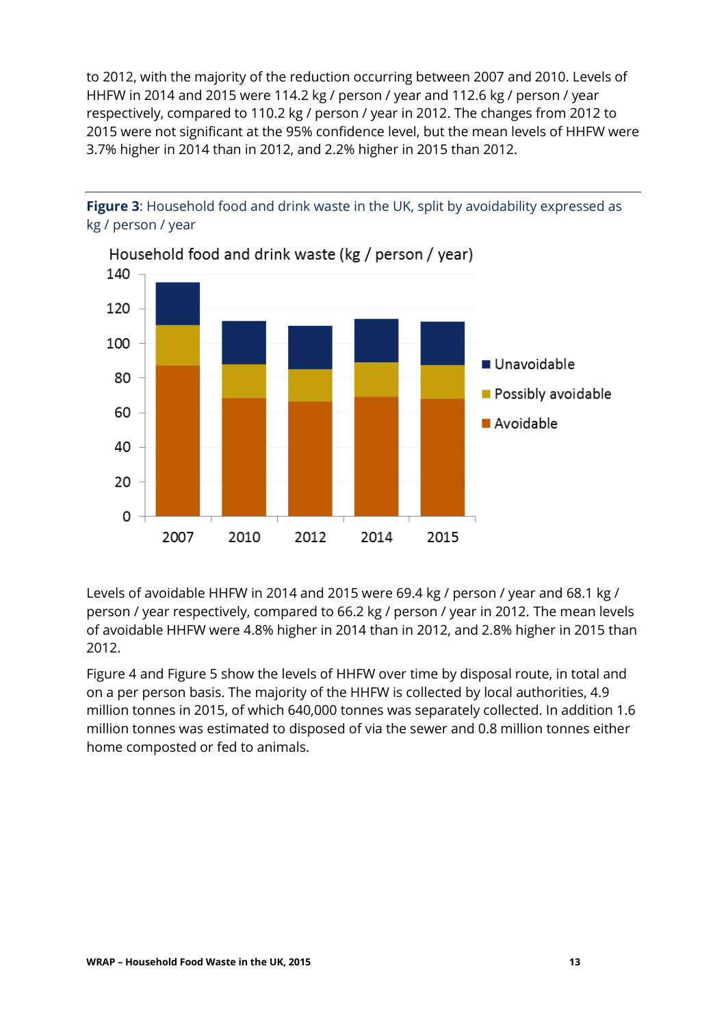to 2012, with the majority of the reduction occurring between 2007 and 2010. Levels of HHFW in 2014 and 2015 were 114.2 kg / person / year and 112.6 kg / person / year respectively, compared to 110.2 kg / person / year in 2012. The changes from 2012 to 2015 were not significant at the 95% confidence level, but the mean levels of HHFW were 3.7% higher in 2014 than in 2012, and 2.2% higher in 2015 than 2012.

**Figure 3**: Household food and drink waste in the UK, split by avoidability expressed as kg / person / year

Levels of avoidable HHFW in 2014 and 2015 were 69.4 kg / person / year and 68.1 kg / person / year respectively, compared to 66.2 kg / person / year in 2012. The mean levels of avoidable HHFW were 4.8% higher in 2014 than in 2012, and 2.8% higher in 2015 than 2012.

Figure 4 and Figure 5 show the levels of HHFW over time by disposal route, in total and on a per person basis. The majority of the HHFW is collected by local authorities, 4.9 million tonnes in 2015, of which 640,000 tonnes was separately collected. In addition 1.6 million tonnes was estimated to disposed of via the sewer and 0.8 million tonnes either home composted or fed to animals.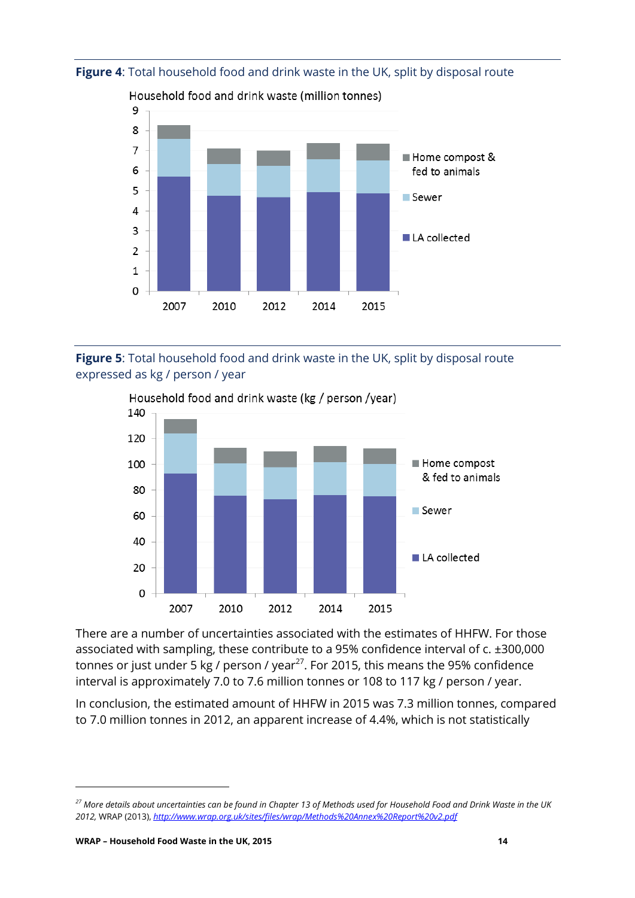**Figure 4**: Total household food and drink waste in the UK, split by disposal route

**Figure 5**: Total household food and drink waste in the UK, split by disposal route expressed as kg / person / year

There are a number of uncertainties associated with the estimates of HHFW. For those associated with sampling, these contribute to a 95% confidence interval of c. ±300,000 tonnes or just under 5 kg / person / year[27]. For 2015, this means the 95% confidence interval is approximately 7.0 to 7.6 million tonnes or 108 to 117 kg / person / year.

In conclusion, the estimated amount of HHFW in 2015 was 7.3 million tonnes, compared to 7.0 million tonnes in 2012, an apparent increase of 4.4%, which is not statistically

---

[27] *More details about uncertainties can be found in Chapter 13 of Methods used for Household Food and Drink Waste in the UK 2012*, WRAP (2013), http://www.wrap.org.uk/sites/files/wrap/Methods%20Annex%20Report%20v2.pdf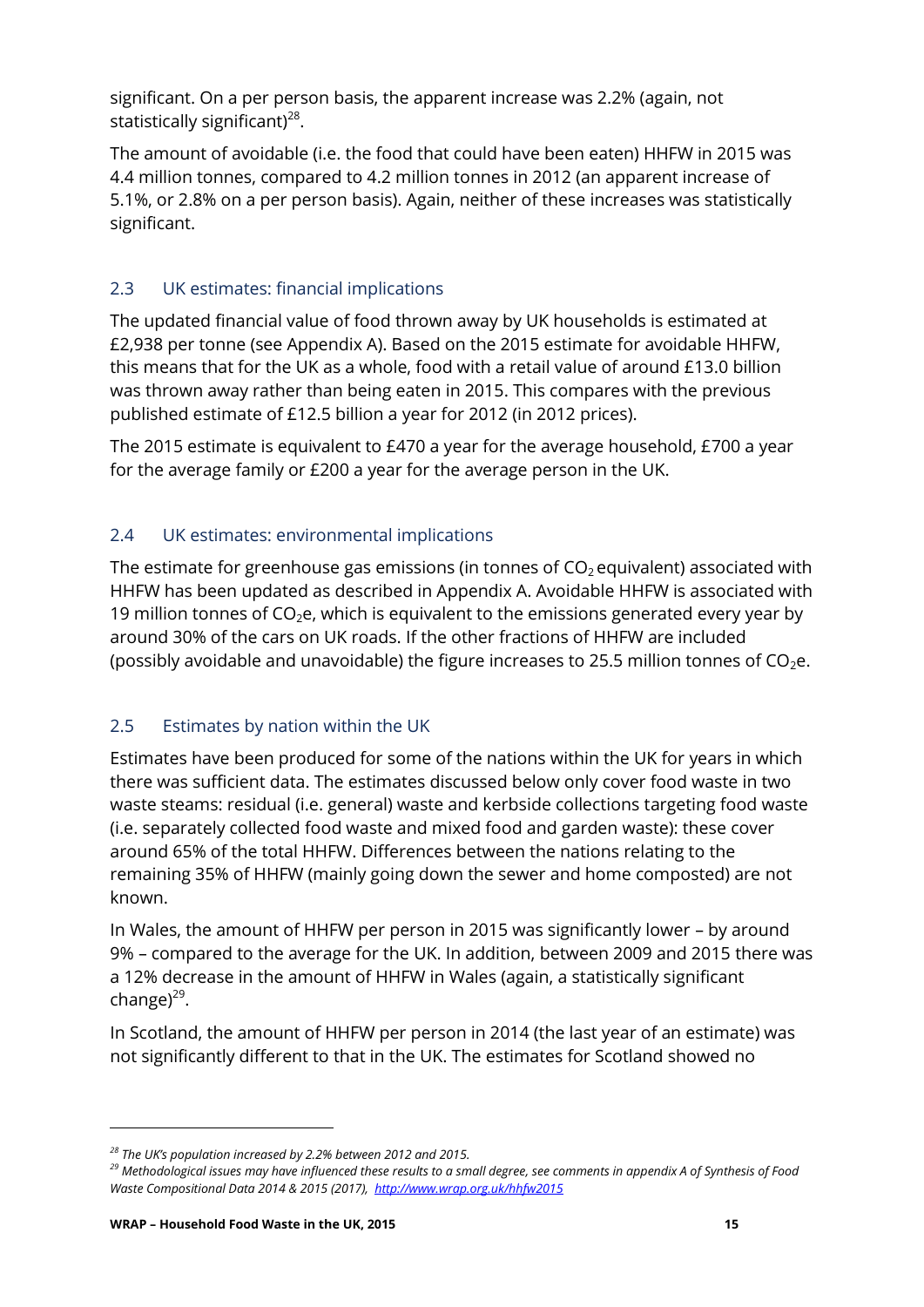significant. On a per person basis, the apparent increase was 2.2% (again, not statistically significant)[28].

The amount of avoidable (i.e. the food that could have been eaten) HHFW in 2015 was 4.4 million tonnes, compared to 4.2 million tonnes in 2012 (an apparent increase of 5.1%, or 2.8% on a per person basis). Again, neither of these increases was statistically significant.

## 2.3 UK estimates: financial implications

The updated financial value of food thrown away by UK households is estimated at £2,938 per tonne (see Appendix A). Based on the 2015 estimate for avoidable HHFW, this means that for the UK as a whole, food with a retail value of around £13.0 billion was thrown away rather than being eaten in 2015. This compares with the previous published estimate of £12.5 billion a year for 2012 (in 2012 prices).

The 2015 estimate is equivalent to £470 a year for the average household, £700 a year for the average family or £200 a year for the average person in the UK.

## 2.4 UK estimates: environmental implications

The estimate for greenhouse gas emissions (in tonnes of $CO_2$ equivalent) associated with HHFW has been updated as described in Appendix A. Avoidable HHFW is associated with 19 million tonnes of $CO_2$e, which is equivalent to the emissions generated every year by around 30% of the cars on UK roads. If the other fractions of HHFW are included (possibly avoidable and unavoidable) the figure increases to 25.5 million tonnes of $CO_2$e.

## 2.5 Estimates by nation within the UK

Estimates have been produced for some of the nations within the UK for years in which there was sufficient data. The estimates discussed below only cover food waste in two waste steams: residual (i.e. general) waste and kerbside collections targeting food waste (i.e. separately collected food waste and mixed food and garden waste): these cover around 65% of the total HHFW. Differences between the nations relating to the remaining 35% of HHFW (mainly going down the sewer and home composted) are not known.

In Wales, the amount of HHFW per person in 2015 was significantly lower – by around 9% – compared to the average for the UK. In addition, between 2009 and 2015 there was a 12% decrease in the amount of HHFW in Wales (again, a statistically significant change)[29].

In Scotland, the amount of HHFW per person in 2014 (the last year of an estimate) was not significantly different to that in the UK. The estimates for Scotland showed no

---

*[28] The UK's population increased by 2.2% between 2012 and 2015.*

*[29] Methodological issues may have influenced these results to a small degree, see comments in appendix A of Synthesis of Food Waste Compositional Data 2014 & 2015 (2017), http://www.wrap.org.uk/hhfw2015*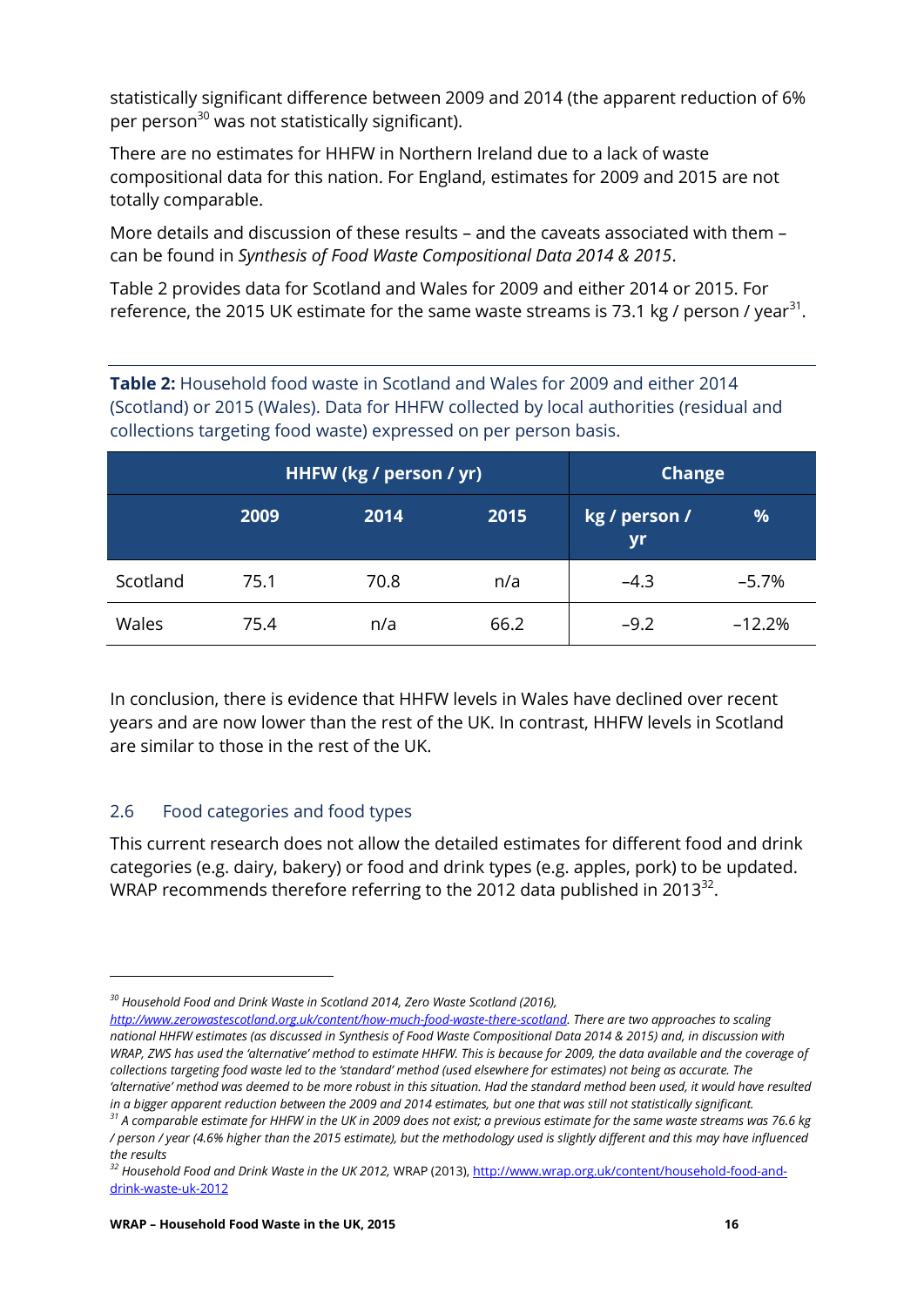statistically significant difference between 2009 and 2014 (the apparent reduction of 6% per person[30] was not statistically significant).

There are no estimates for HHFW in Northern Ireland due to a lack of waste compositional data for this nation. For England, estimates for 2009 and 2015 are not totally comparable.

More details and discussion of these results – and the caveats associated with them – can be found in *Synthesis of Food Waste Compositional Data 2014 & 2015*.

Table 2 provides data for Scotland and Wales for 2009 and either 2014 or 2015. For reference, the 2015 UK estimate for the same waste streams is 73.1 kg / person / year[31].

**Table 2:** Household food waste in Scotland and Wales for 2009 and either 2014 (Scotland) or 2015 (Wales). Data for HHFW collected by local authorities (residual and collections targeting food waste) expressed on per person basis.

| | HHFW (kg / person / yr) | | | Change | |
|---|---|---|---|---|---|
| | 2009 | 2014 | 2015 | kg / person / yr | % |
| Scotland | 75.1 | 70.8 | n/a | –4.3 | –5.7% |
| Wales | 75.4 | n/a | 66.2 | –9.2 | –12.2% |

In conclusion, there is evidence that HHFW levels in Wales have declined over recent years and are now lower than the rest of the UK. In contrast, HHFW levels in Scotland are similar to those in the rest of the UK.

## 2.6 Food categories and food types

This current research does not allow the detailed estimates for different food and drink categories (e.g. dairy, bakery) or food and drink types (e.g. apples, pork) to be updated. WRAP recommends therefore referring to the 2012 data published in 2013[32].

---

[30] *Household Food and Drink Waste in Scotland 2014, Zero Waste Scotland (2016), http://www.zerowastescotland.org.uk/content/how-much-food-waste-there-scotland. There are two approaches to scaling national HHFW estimates (as discussed in Synthesis of Food Waste Compositional Data 2014 & 2015) and, in discussion with WRAP, ZWS has used the 'alternative' method to estimate HHFW. This is because for 2009, the data available and the coverage of collections targeting food waste led to the 'standard' method (used elsewhere for estimates) not being as accurate. The 'alternative' method was deemed to be more robust in this situation. Had the standard method been used, it would have resulted in a bigger apparent reduction between the 2009 and 2014 estimates, but one that was still not statistically significant.*

[31] *A comparable estimate for HHFW in the UK in 2009 does not exist; a previous estimate for the same waste streams was 76.6 kg / person / year (4.6% higher than the 2015 estimate), but the methodology used is slightly different and this may have influenced the results*

[32] *Household Food and Drink Waste in the UK 2012,* WRAP (2013), http://www.wrap.org.uk/content/household-food-and-drink-waste-uk-2012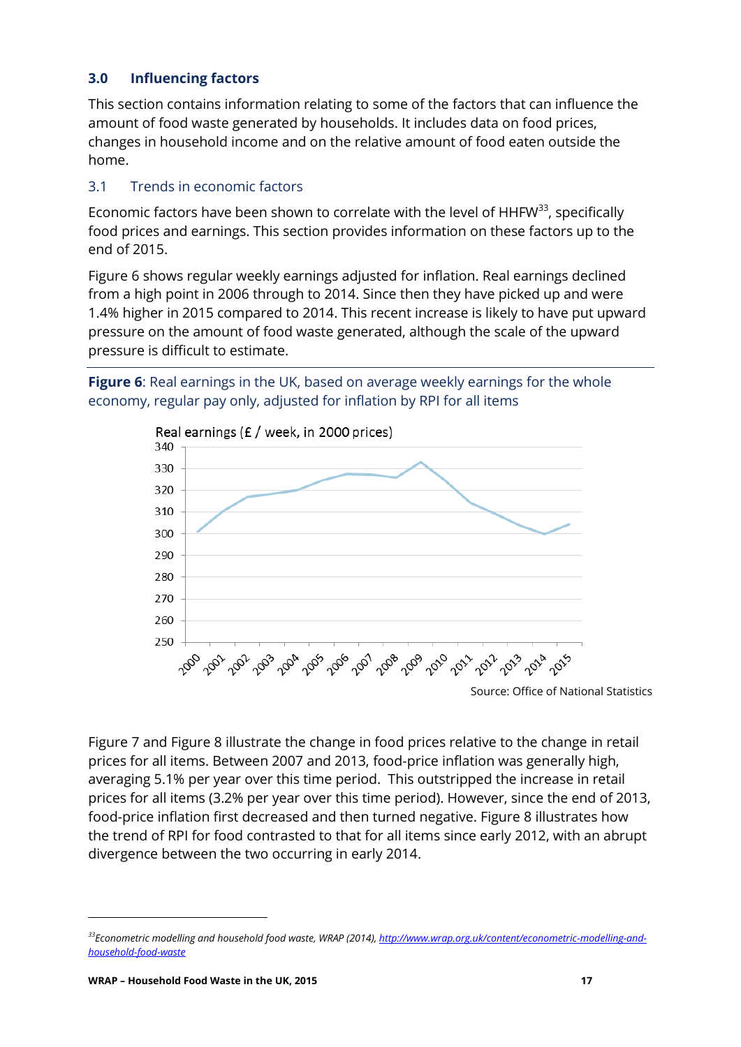## 3.0 Influencing factors

This section contains information relating to some of the factors that can influence the amount of food waste generated by households. It includes data on food prices, changes in household income and on the relative amount of food eaten outside the home.

### 3.1 Trends in economic factors

Economic factors have been shown to correlate with the level of HHFW[33], specifically food prices and earnings. This section provides information on these factors up to the end of 2015.

Figure 6 shows regular weekly earnings adjusted for inflation. Real earnings declined from a high point in 2006 through to 2014. Since then they have picked up and were 1.4% higher in 2015 compared to 2014. This recent increase is likely to have put upward pressure on the amount of food waste generated, although the scale of the upward pressure is difficult to estimate.

**Figure 6**: Real earnings in the UK, based on average weekly earnings for the whole economy, regular pay only, adjusted for inflation by RPI for all items

Source: Office of National Statistics

Figure 7 and Figure 8 illustrate the change in food prices relative to the change in retail prices for all items. Between 2007 and 2013, food-price inflation was generally high, averaging 5.1% per year over this time period. This outstripped the increase in retail prices for all items (3.2% per year over this time period). However, since the end of 2013, food-price inflation first decreased and then turned negative. Figure 8 illustrates how the trend of RPI for food contrasted to that for all items since early 2012, with an abrupt divergence between the two occurring in early 2014.

[33] *Econometric modelling and household food waste, WRAP (2014),* http://www.wrap.org.uk/content/econometric-modelling-and-household-food-waste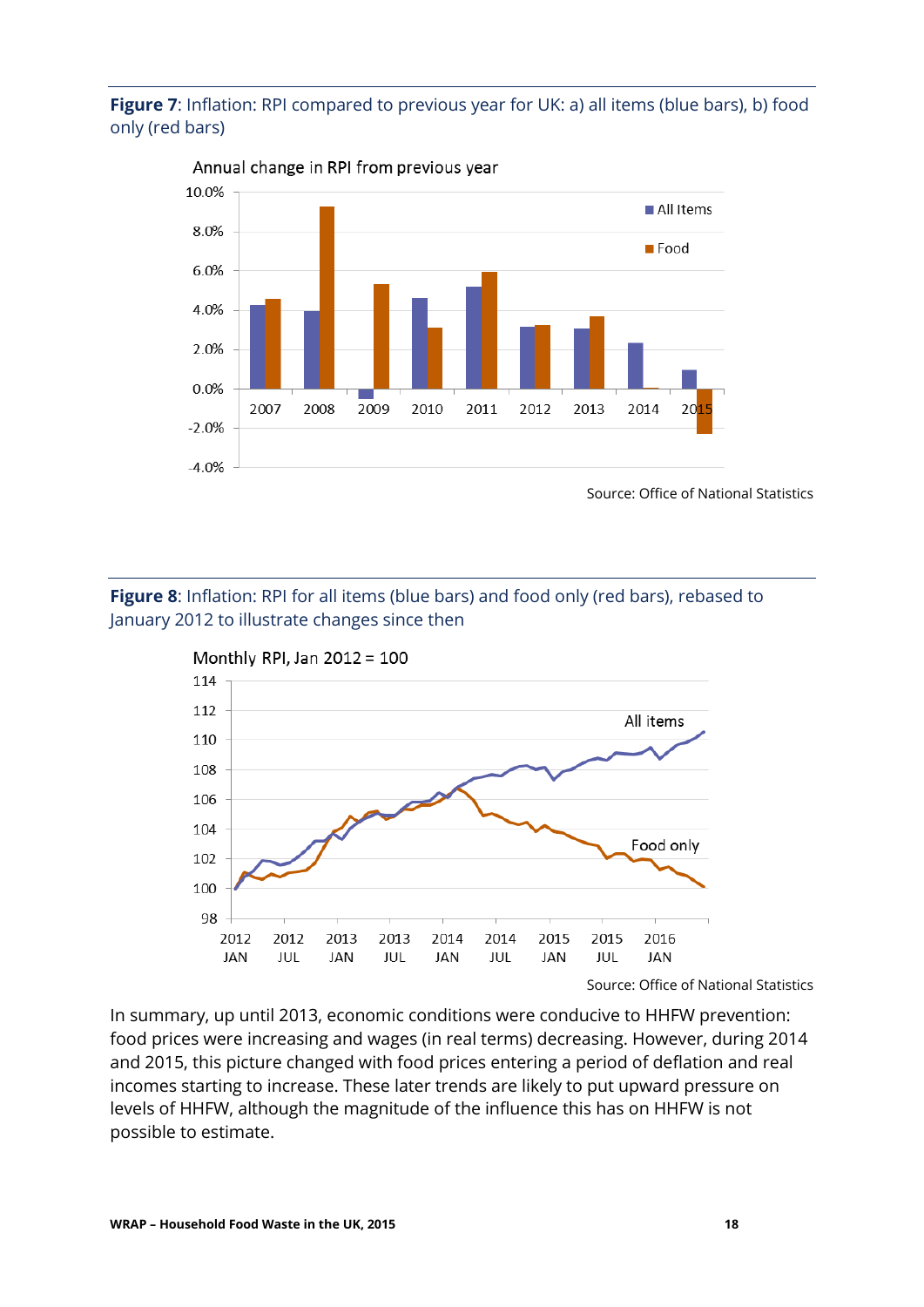**Figure 7**: Inflation: RPI compared to previous year for UK: a) all items (blue bars), b) food only (red bars)

Source: Office of National Statistics

**Figure 8**: Inflation: RPI for all items (blue bars) and food only (red bars), rebased to January 2012 to illustrate changes since then

Source: Office of National Statistics

In summary, up until 2013, economic conditions were conducive to HHFW prevention: food prices were increasing and wages (in real terms) decreasing. However, during 2014 and 2015, this picture changed with food prices entering a period of deflation and real incomes starting to increase. These later trends are likely to put upward pressure on levels of HHFW, although the magnitude of the influence this has on HHFW is not possible to estimate.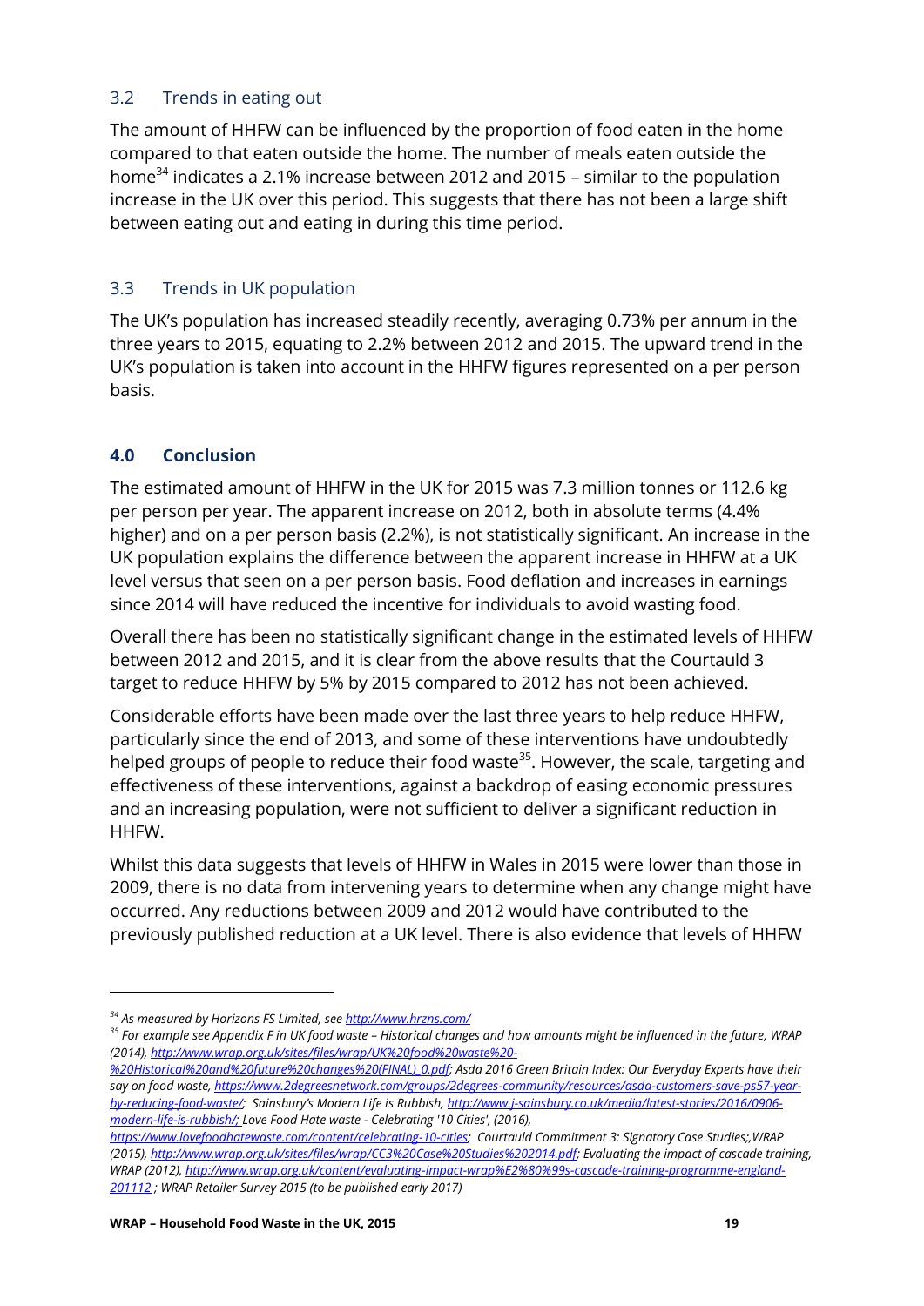## 3.2 Trends in eating out

The amount of HHFW can be influenced by the proportion of food eaten in the home compared to that eaten outside the home. The number of meals eaten outside the home[34] indicates a 2.1% increase between 2012 and 2015 – similar to the population increase in the UK over this period. This suggests that there has not been a large shift between eating out and eating in during this time period.

## 3.3 Trends in UK population

The UK's population has increased steadily recently, averaging 0.73% per annum in the three years to 2015, equating to 2.2% between 2012 and 2015. The upward trend in the UK's population is taken into account in the HHFW figures represented on a per person basis.

# 4.0 Conclusion

The estimated amount of HHFW in the UK for 2015 was 7.3 million tonnes or 112.6 kg per person per year. The apparent increase on 2012, both in absolute terms (4.4% higher) and on a per person basis (2.2%), is not statistically significant. An increase in the UK population explains the difference between the apparent increase in HHFW at a UK level versus that seen on a per person basis. Food deflation and increases in earnings since 2014 will have reduced the incentive for individuals to avoid wasting food.

Overall there has been no statistically significant change in the estimated levels of HHFW between 2012 and 2015, and it is clear from the above results that the Courtauld 3 target to reduce HHFW by 5% by 2015 compared to 2012 has not been achieved.

Considerable efforts have been made over the last three years to help reduce HHFW, particularly since the end of 2013, and some of these interventions have undoubtedly helped groups of people to reduce their food waste[35]. However, the scale, targeting and effectiveness of these interventions, against a backdrop of easing economic pressures and an increasing population, were not sufficient to deliver a significant reduction in HHFW.

Whilst this data suggests that levels of HHFW in Wales in 2015 were lower than those in 2009, there is no data from intervening years to determine when any change might have occurred. Any reductions between 2009 and 2012 would have contributed to the previously published reduction at a UK level. There is also evidence that levels of HHFW

---

[34] *As measured by Horizons FS Limited, see http://www.hrzns.com/*

[35] *For example see Appendix F in UK food waste – Historical changes and how amounts might be influenced in the future, WRAP (2014), http://www.wrap.org.uk/sites/files/wrap/UK%20food%20waste%20-%20Historical%20and%20future%20changes%20(FINAL)_0.pdf; Asda 2016 Green Britain Index: Our Everyday Experts have their say on food waste, https://www.2degreesnetwork.com/groups/2degrees-community/resources/asda-customers-save-ps57-year-by-reducing-food-waste/; Sainsbury's Modern Life is Rubbish, http://www.j-sainsbury.co.uk/media/latest-stories/2016/0906-modern-life-is-rubbish/; Love Food Hate waste - Celebrating '10 Cities', (2016), https://www.lovefoodhatewaste.com/content/celebrating-10-cities; Courtauld Commitment 3: Signatory Case Studies;,WRAP (2015), http://www.wrap.org.uk/sites/files/wrap/CC3%20Case%20Studies%202014.pdf; Evaluating the impact of cascade training, WRAP (2012), http://www.wrap.org.uk/content/evaluating-impact-wrap%E2%80%99s-cascade-training-programme-england-201112 ; WRAP Retailer Survey 2015 (to be published early 2017)*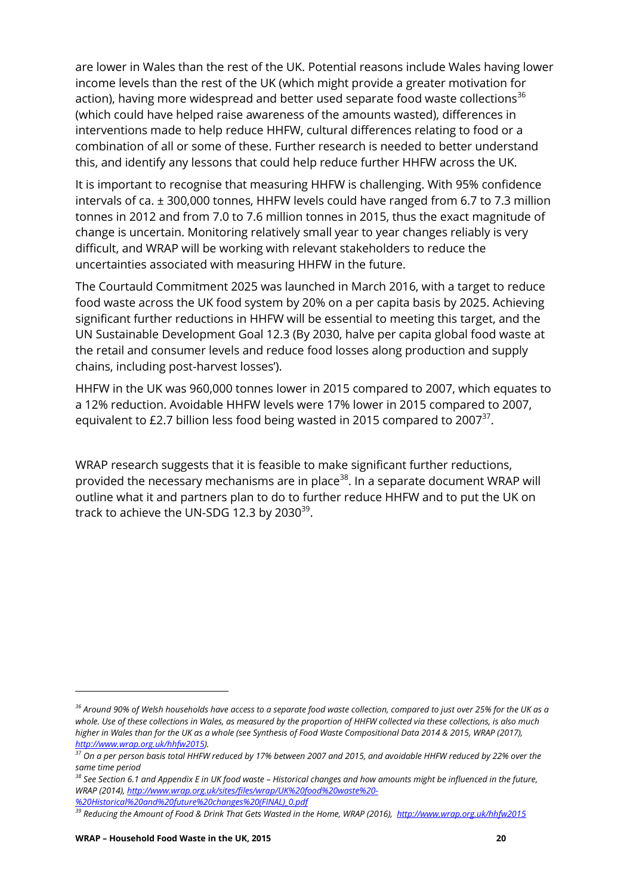are lower in Wales than the rest of the UK. Potential reasons include Wales having lower income levels than the rest of the UK (which might provide a greater motivation for action), having more widespread and better used separate food waste collections[36] (which could have helped raise awareness of the amounts wasted), differences in interventions made to help reduce HHFW, cultural differences relating to food or a combination of all or some of these. Further research is needed to better understand this, and identify any lessons that could help reduce further HHFW across the UK.

It is important to recognise that measuring HHFW is challenging. With 95% confidence intervals of ca. ± 300,000 tonnes, HHFW levels could have ranged from 6.7 to 7.3 million tonnes in 2012 and from 7.0 to 7.6 million tonnes in 2015, thus the exact magnitude of change is uncertain. Monitoring relatively small year to year changes reliably is very difficult, and WRAP will be working with relevant stakeholders to reduce the uncertainties associated with measuring HHFW in the future.

The Courtauld Commitment 2025 was launched in March 2016, with a target to reduce food waste across the UK food system by 20% on a per capita basis by 2025. Achieving significant further reductions in HHFW will be essential to meeting this target, and the UN Sustainable Development Goal 12.3 (By 2030, halve per capita global food waste at the retail and consumer levels and reduce food losses along production and supply chains, including post-harvest losses').

HHFW in the UK was 960,000 tonnes lower in 2015 compared to 2007, which equates to a 12% reduction. Avoidable HHFW levels were 17% lower in 2015 compared to 2007, equivalent to £2.7 billion less food being wasted in 2015 compared to 2007[37].

WRAP research suggests that it is feasible to make significant further reductions, provided the necessary mechanisms are in place[38]. In a separate document WRAP will outline what it and partners plan to do to further reduce HHFW and to put the UK on track to achieve the UN-SDG 12.3 by 2030[39].

---

*[36] Around 90% of Welsh households have access to a separate food waste collection, compared to just over 25% for the UK as a whole. Use of these collections in Wales, as measured by the proportion of HHFW collected via these collections, is also much higher in Wales than for the UK as a whole (see Synthesis of Food Waste Compositional Data 2014 & 2015, WRAP (2017), http://www.wrap.org.uk/hhfw2015).*

*[37] On a per person basis total HHFW reduced by 17% between 2007 and 2015, and avoidable HHFW reduced by 22% over the same time period*

*[38] See Section 6.1 and Appendix E in UK food waste – Historical changes and how amounts might be influenced in the future, WRAP (2014), http://www.wrap.org.uk/sites/files/wrap/UK%20food%20waste%20-%20Historical%20and%20future%20changes%20(FINAL)_0.pdf*

*[39] Reducing the Amount of Food & Drink That Gets Wasted in the Home, WRAP (2016), http://www.wrap.org.uk/hhfw2015*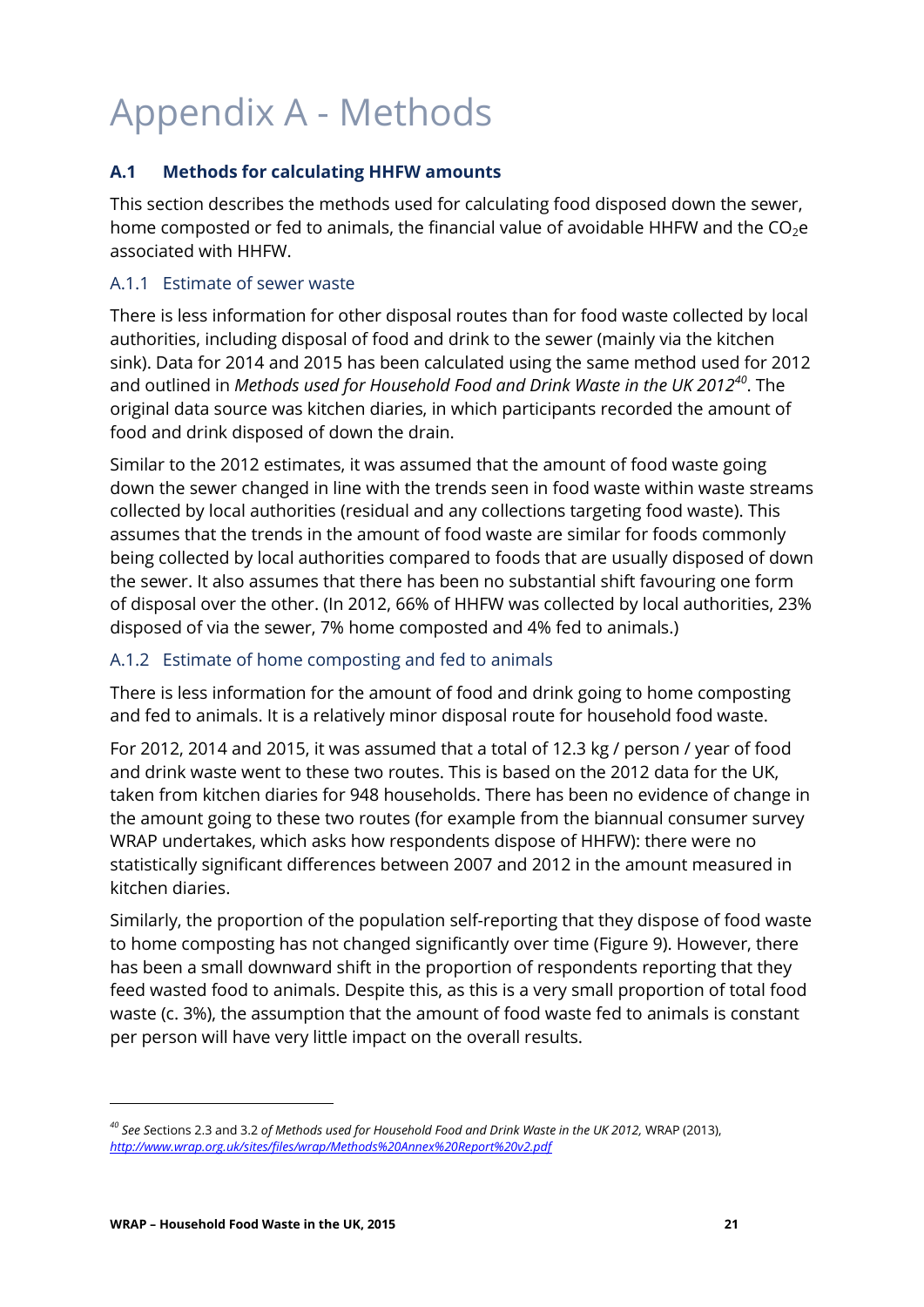# Appendix A - Methods

## A.1 Methods for calculating HHFW amounts

This section describes the methods used for calculating food disposed down the sewer, home composted or fed to animals, the financial value of avoidable HHFW and the $CO_2$e associated with HHFW.

### A.1.1 Estimate of sewer waste

There is less information for other disposal routes than for food waste collected by local authorities, including disposal of food and drink to the sewer (mainly via the kitchen sink). Data for 2014 and 2015 has been calculated using the same method used for 2012 and outlined in *Methods used for Household Food and Drink Waste in the UK 2012*[40]. The original data source was kitchen diaries, in which participants recorded the amount of food and drink disposed of down the drain.

Similar to the 2012 estimates, it was assumed that the amount of food waste going down the sewer changed in line with the trends seen in food waste within waste streams collected by local authorities (residual and any collections targeting food waste). This assumes that the trends in the amount of food waste are similar for foods commonly being collected by local authorities compared to foods that are usually disposed of down the sewer. It also assumes that there has been no substantial shift favouring one form of disposal over the other. (In 2012, 66% of HHFW was collected by local authorities, 23% disposed of via the sewer, 7% home composted and 4% fed to animals.)

### A.1.2 Estimate of home composting and fed to animals

There is less information for the amount of food and drink going to home composting and fed to animals. It is a relatively minor disposal route for household food waste.

For 2012, 2014 and 2015, it was assumed that a total of 12.3 kg / person / year of food and drink waste went to these two routes. This is based on the 2012 data for the UK, taken from kitchen diaries for 948 households. There has been no evidence of change in the amount going to these two routes (for example from the biannual consumer survey WRAP undertakes, which asks how respondents dispose of HHFW): there were no statistically significant differences between 2007 and 2012 in the amount measured in kitchen diaries.

Similarly, the proportion of the population self-reporting that they dispose of food waste to home composting has not changed significantly over time (Figure 9). However, there has been a small downward shift in the proportion of respondents reporting that they feed wasted food to animals. Despite this, as this is a very small proportion of total food waste (c. 3%), the assumption that the amount of food waste fed to animals is constant per person will have very little impact on the overall results.

---

[40] *See* Sections 2.3 and 3.2 *of Methods used for Household Food and Drink Waste in the UK 2012,* WRAP (2013), *http://www.wrap.org.uk/sites/files/wrap/Methods%20Annex%20Report%20v2.pdf*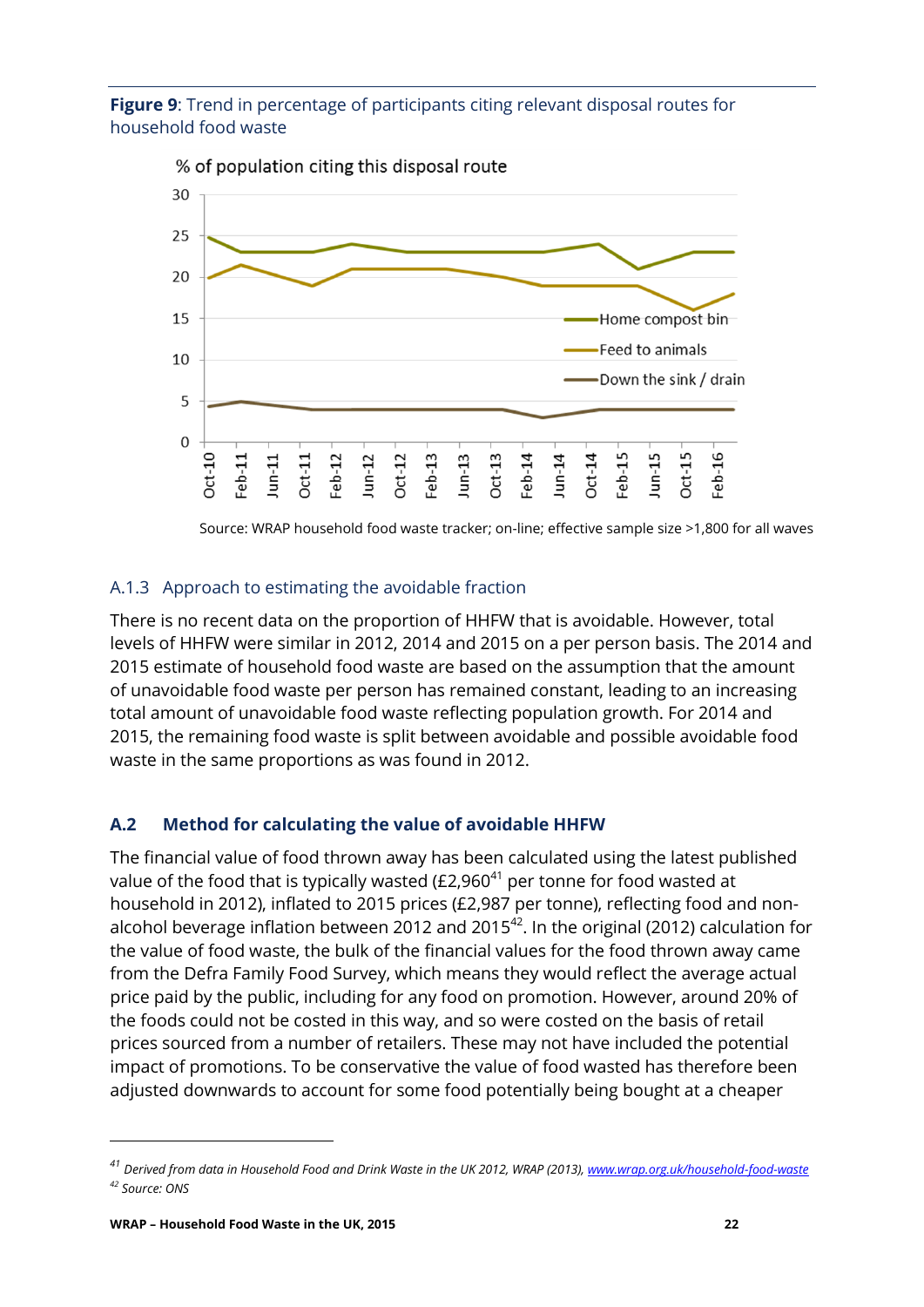**Figure 9**: Trend in percentage of participants citing relevant disposal routes for household food waste

Source: WRAP household food waste tracker; on-line; effective sample size >1,800 for all waves

### A.1.3 Approach to estimating the avoidable fraction

There is no recent data on the proportion of HHFW that is avoidable. However, total levels of HHFW were similar in 2012, 2014 and 2015 on a per person basis. The 2014 and 2015 estimate of household food waste are based on the assumption that the amount of unavoidable food waste per person has remained constant, leading to an increasing total amount of unavoidable food waste reflecting population growth. For 2014 and 2015, the remaining food waste is split between avoidable and possible avoidable food waste in the same proportions as was found in 2012.

## A.2 Method for calculating the value of avoidable HHFW

The financial value of food thrown away has been calculated using the latest published value of the food that is typically wasted (£2,960[41] per tonne for food wasted at household in 2012), inflated to 2015 prices (£2,987 per tonne), reflecting food and non-alcohol beverage inflation between 2012 and 2015[42]. In the original (2012) calculation for the value of food waste, the bulk of the financial values for the food thrown away came from the Defra Family Food Survey, which means they would reflect the average actual price paid by the public, including for any food on promotion. However, around 20% of the foods could not be costed in this way, and so were costed on the basis of retail prices sourced from a number of retailers. These may not have included the potential impact of promotions. To be conservative the value of food wasted has therefore been adjusted downwards to account for some food potentially being bought at a cheaper

---

[41] *Derived from data in Household Food and Drink Waste in the UK 2012, WRAP (2013), www.wrap.org.uk/household-food-waste*

[42] *Source: ONS*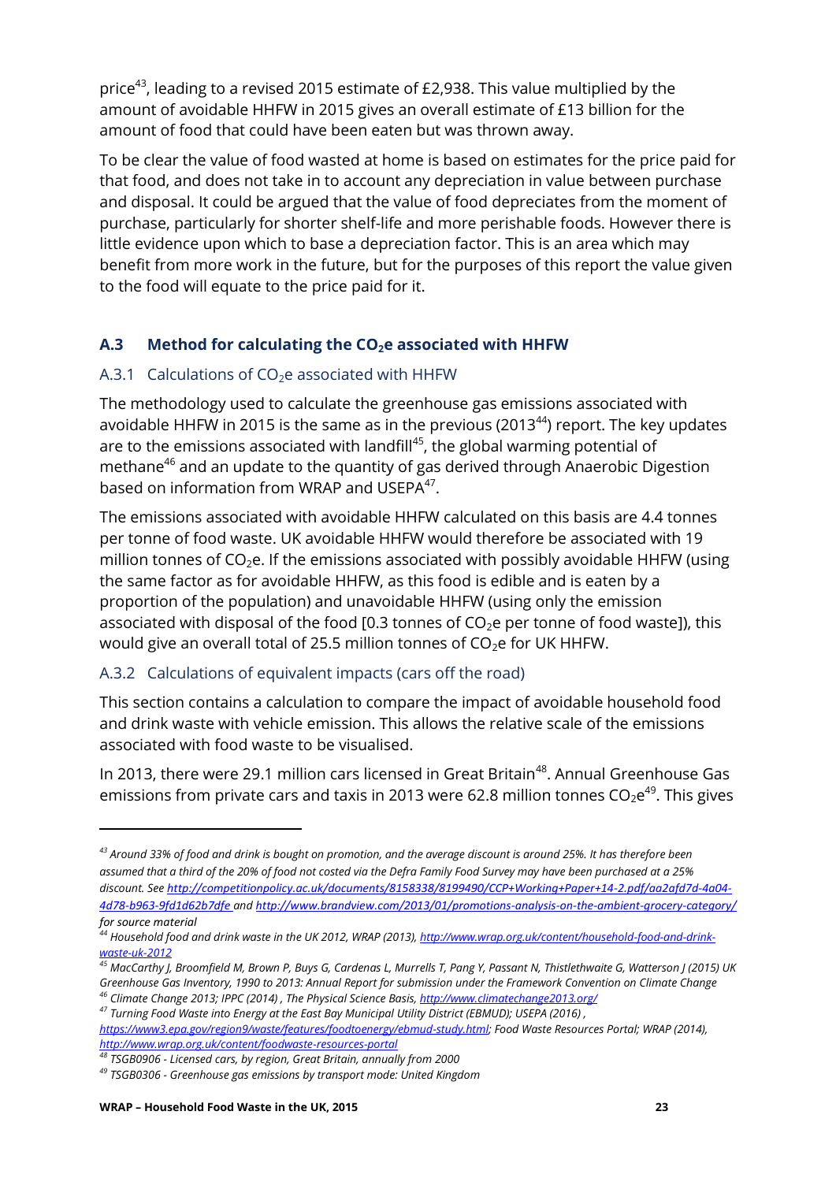price[43], leading to a revised 2015 estimate of £2,938. This value multiplied by the amount of avoidable HHFW in 2015 gives an overall estimate of £13 billion for the amount of food that could have been eaten but was thrown away.

To be clear the value of food wasted at home is based on estimates for the price paid for that food, and does not take in to account any depreciation in value between purchase and disposal. It could be argued that the value of food depreciates from the moment of purchase, particularly for shorter shelf-life and more perishable foods. However there is little evidence upon which to base a depreciation factor. This is an area which may benefit from more work in the future, but for the purposes of this report the value given to the food will equate to the price paid for it.

## A.3 Method for calculating the $CO_2e$ associated with HHFW

### A.3.1 Calculations of $CO_2e$ associated with HHFW

The methodology used to calculate the greenhouse gas emissions associated with avoidable HHFW in 2015 is the same as in the previous (2013[44]) report. The key updates are to the emissions associated with landfill[45], the global warming potential of methane[46] and an update to the quantity of gas derived through Anaerobic Digestion based on information from WRAP and USEPA[47].

The emissions associated with avoidable HHFW calculated on this basis are 4.4 tonnes per tonne of food waste. UK avoidable HHFW would therefore be associated with 19 million tonnes of $CO_2e$. If the emissions associated with possibly avoidable HHFW (using the same factor as for avoidable HHFW, as this food is edible and is eaten by a proportion of the population) and unavoidable HHFW (using only the emission associated with disposal of the food [0.3 tonnes of $CO_2e$ per tonne of food waste]), this would give an overall total of 25.5 million tonnes of $CO_2e$ for UK HHFW.

### A.3.2 Calculations of equivalent impacts (cars off the road)

This section contains a calculation to compare the impact of avoidable household food and drink waste with vehicle emission. This allows the relative scale of the emissions associated with food waste to be visualised.

In 2013, there were 29.1 million cars licensed in Great Britain[48]. Annual Greenhouse Gas emissions from private cars and taxis in 2013 were 62.8 million tonnes $CO_2e$[49]. This gives

---

*[43] Around 33% of food and drink is bought on promotion, and the average discount is around 25%. It has therefore been assumed that a third of the 20% of food not costed via the Defra Family Food Survey may have been purchased at a 25% discount. See http://competitionpolicy.ac.uk/documents/8158338/8199490/CCP+Working+Paper+14-2.pdf/aa2afd7d-4a04-4d78-b963-9fd1d62b7dfe and http://www.brandview.com/2013/01/promotions-analysis-on-the-ambient-grocery-category/ for source material*

*[44] Household food and drink waste in the UK 2012, WRAP (2013), http://www.wrap.org.uk/content/household-food-and-drink-waste-uk-2012*

*[45] MacCarthy J, Broomfield M, Brown P, Buys G, Cardenas L, Murrells T, Pang Y, Passant N, Thistlethwaite G, Watterson J (2015) UK Greenhouse Gas Inventory, 1990 to 2013: Annual Report for submission under the Framework Convention on Climate Change*

*[46] Climate Change 2013; IPPC (2014) , The Physical Science Basis, http://www.climatechange2013.org/*

*[47] Turning Food Waste into Energy at the East Bay Municipal Utility District (EBMUD); USEPA (2016) , https://www3.epa.gov/region9/waste/features/foodtoenergy/ebmud-study.html; Food Waste Resources Portal; WRAP (2014), http://www.wrap.org.uk/content/foodwaste-resources-portal*

*[48] TSGB0906 - Licensed cars, by region, Great Britain, annually from 2000*

*[49] TSGB0306 - Greenhouse gas emissions by transport mode: United Kingdom*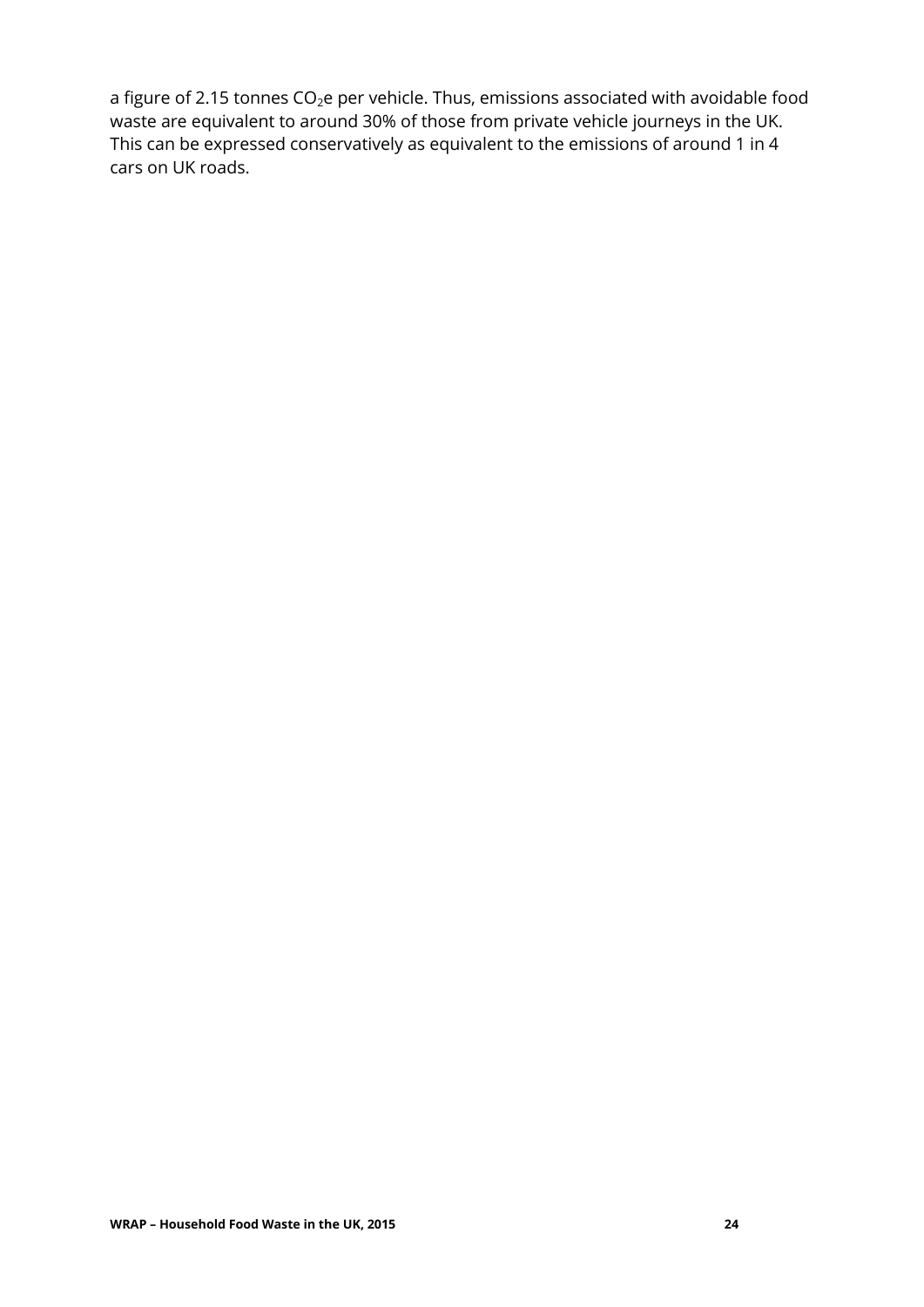a figure of 2.15 tonnes $CO_2$e per vehicle. Thus, emissions associated with avoidable food waste are equivalent to around 30% of those from private vehicle journeys in the UK. This can be expressed conservatively as equivalent to the emissions of around 1 in 4 cars on UK roads.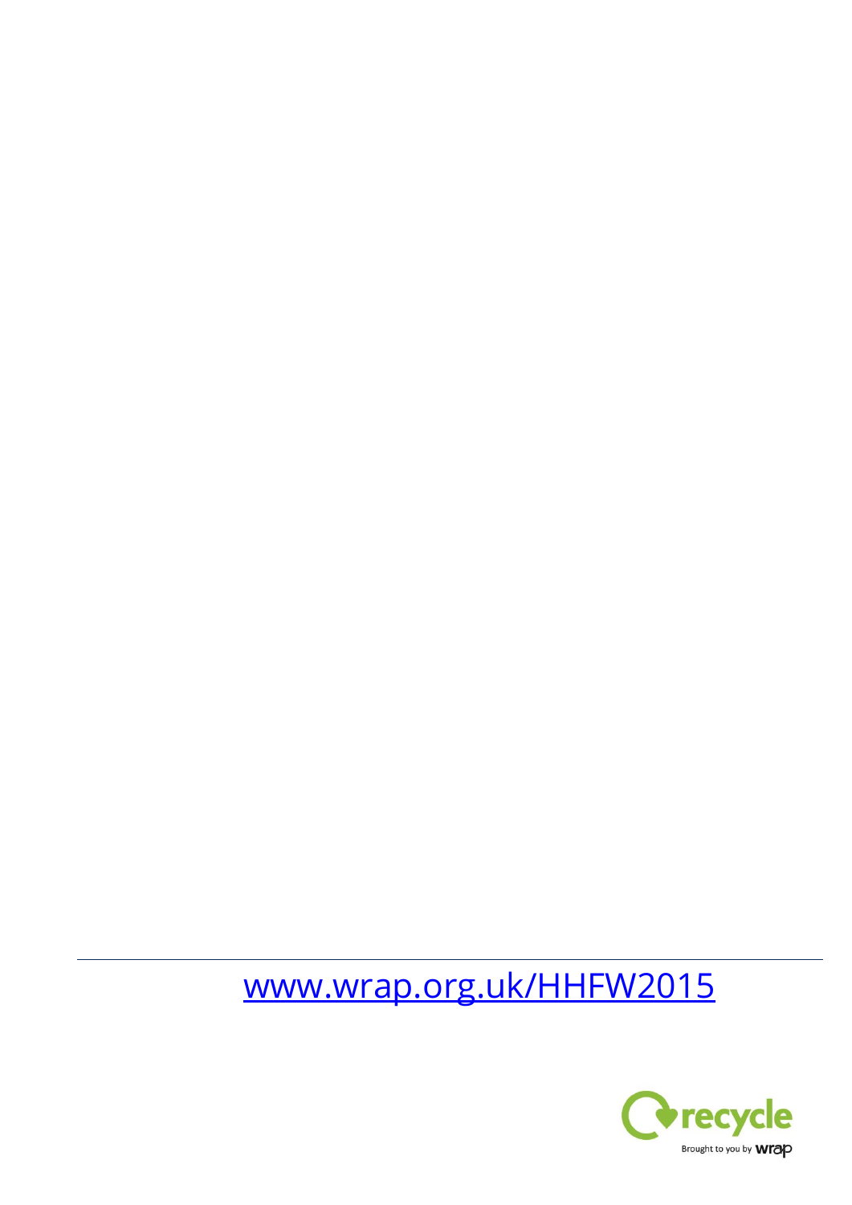[www.wrap.org.uk/HHFW2015](www.wrap.org.uk/HHFW2015)

recycle

Brought to you by wrap